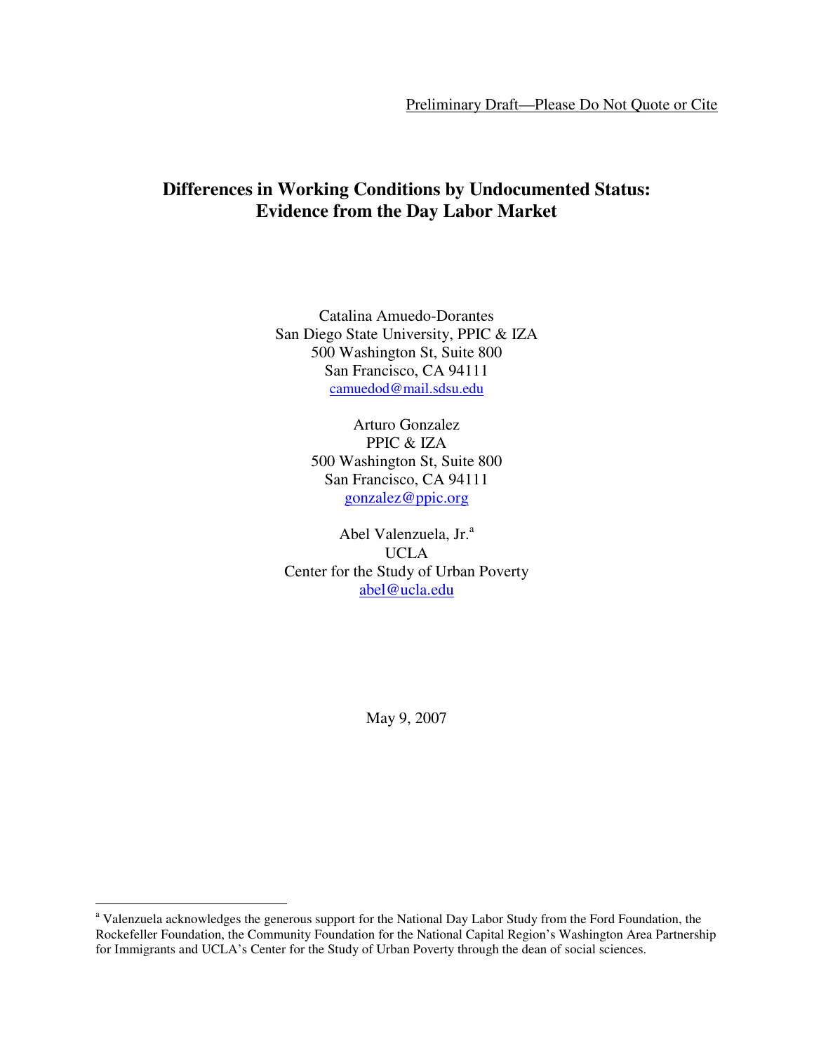Preliminary Draft—Please Do Not Quote or Cite

# Differences in Working Conditions by Undocumented Status: Evidence from the Day Labor Market

Catalina Amuedo-Dorantes
San Diego State University, PPIC & IZA
500 Washington St, Suite 800
San Francisco, CA 94111
camuedod@mail.sdsu.edu

Arturo Gonzalez
PPIC & IZA
500 Washington St, Suite 800
San Francisco, CA 94111
gonzalez@ppic.org

Abel Valenzuela, Jr.[a]
UCLA
Center for the Study of Urban Poverty
abel@ucla.edu

May 9, 2007

[a] Valenzuela acknowledges the generous support for the National Day Labor Study from the Ford Foundation, the Rockefeller Foundation, the Community Foundation for the National Capital Region's Washington Area Partnership for Immigrants and UCLA's Center for the Study of Urban Poverty through the dean of social sciences.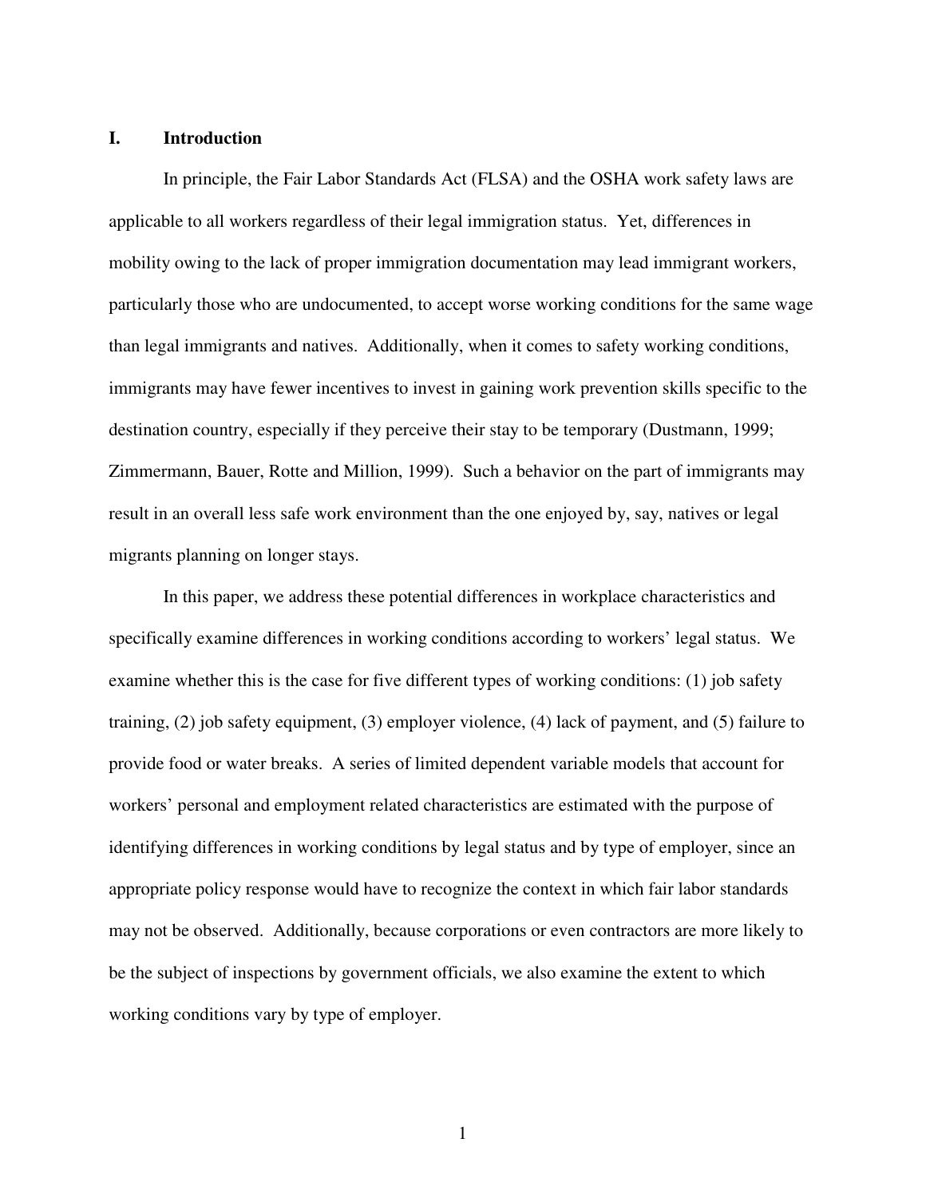## I. Introduction

In principle, the Fair Labor Standards Act (FLSA) and the OSHA work safety laws are applicable to all workers regardless of their legal immigration status. Yet, differences in mobility owing to the lack of proper immigration documentation may lead immigrant workers, particularly those who are undocumented, to accept worse working conditions for the same wage than legal immigrants and natives. Additionally, when it comes to safety working conditions, immigrants may have fewer incentives to invest in gaining work prevention skills specific to the destination country, especially if they perceive their stay to be temporary (Dustmann, 1999; Zimmermann, Bauer, Rotte and Million, 1999). Such a behavior on the part of immigrants may result in an overall less safe work environment than the one enjoyed by, say, natives or legal migrants planning on longer stays.

In this paper, we address these potential differences in workplace characteristics and specifically examine differences in working conditions according to workers' legal status. We examine whether this is the case for five different types of working conditions: (1) job safety training, (2) job safety equipment, (3) employer violence, (4) lack of payment, and (5) failure to provide food or water breaks. A series of limited dependent variable models that account for workers' personal and employment related characteristics are estimated with the purpose of identifying differences in working conditions by legal status and by type of employer, since an appropriate policy response would have to recognize the context in which fair labor standards may not be observed. Additionally, because corporations or even contractors are more likely to be the subject of inspections by government officials, we also examine the extent to which working conditions vary by type of employer.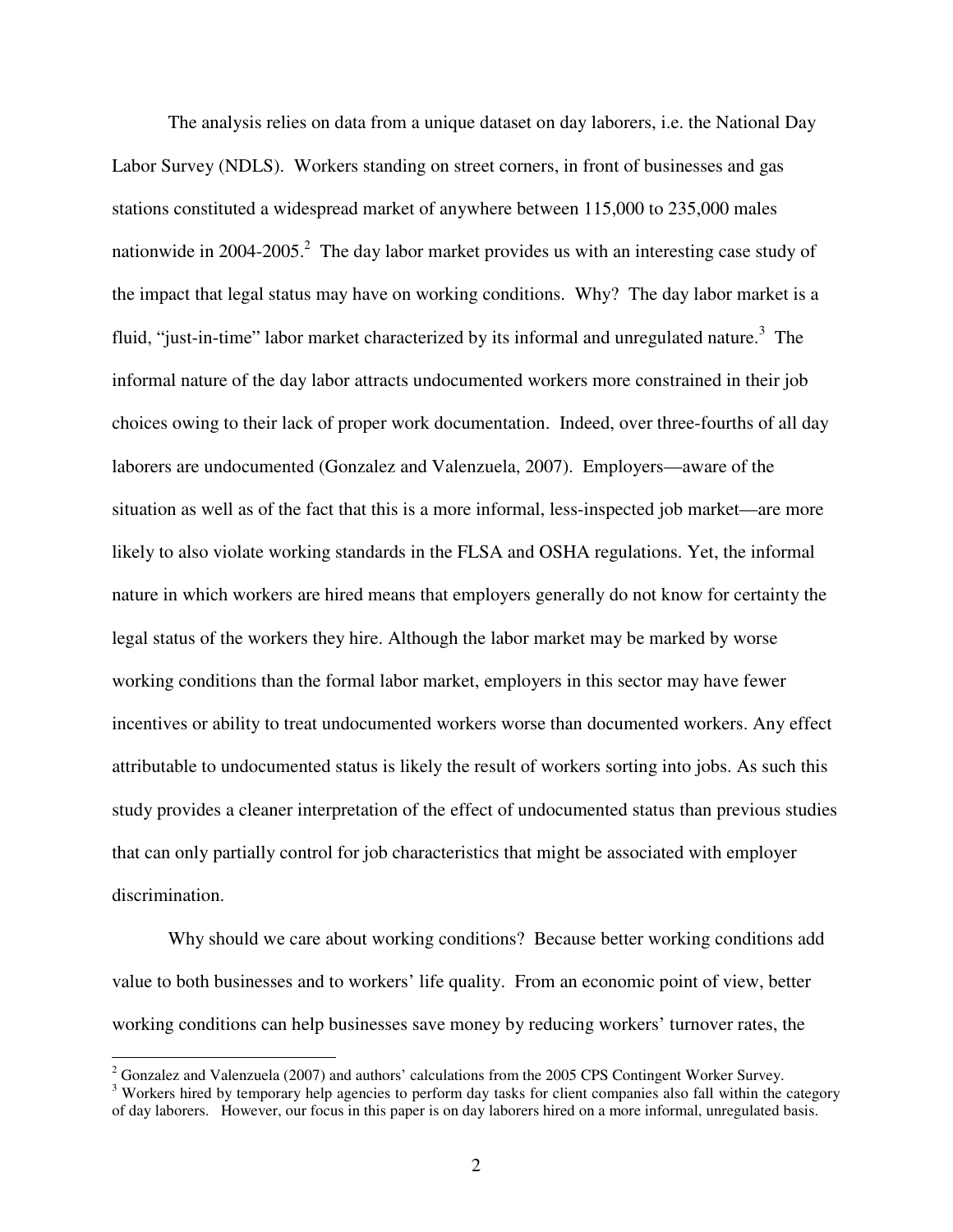The analysis relies on data from a unique dataset on day laborers, i.e. the National Day Labor Survey (NDLS). Workers standing on street corners, in front of businesses and gas stations constituted a widespread market of anywhere between 115,000 to 235,000 males nationwide in 2004-2005.[2] The day labor market provides us with an interesting case study of the impact that legal status may have on working conditions. Why? The day labor market is a fluid, "just-in-time" labor market characterized by its informal and unregulated nature.[3] The informal nature of the day labor attracts undocumented workers more constrained in their job choices owing to their lack of proper work documentation. Indeed, over three-fourths of all day laborers are undocumented (Gonzalez and Valenzuela, 2007). Employers—aware of the situation as well as of the fact that this is a more informal, less-inspected job market—are more likely to also violate working standards in the FLSA and OSHA regulations. Yet, the informal nature in which workers are hired means that employers generally do not know for certainty the legal status of the workers they hire. Although the labor market may be marked by worse working conditions than the formal labor market, employers in this sector may have fewer incentives or ability to treat undocumented workers worse than documented workers. Any effect attributable to undocumented status is likely the result of workers sorting into jobs. As such this study provides a cleaner interpretation of the effect of undocumented status than previous studies that can only partially control for job characteristics that might be associated with employer discrimination.

Why should we care about working conditions? Because better working conditions add value to both businesses and to workers' life quality. From an economic point of view, better working conditions can help businesses save money by reducing workers' turnover rates, the

[2] Gonzalez and Valenzuela (2007) and authors' calculations from the 2005 CPS Contingent Worker Survey.

[3] Workers hired by temporary help agencies to perform day tasks for client companies also fall within the category of day laborers. However, our focus in this paper is on day laborers hired on a more informal, unregulated basis.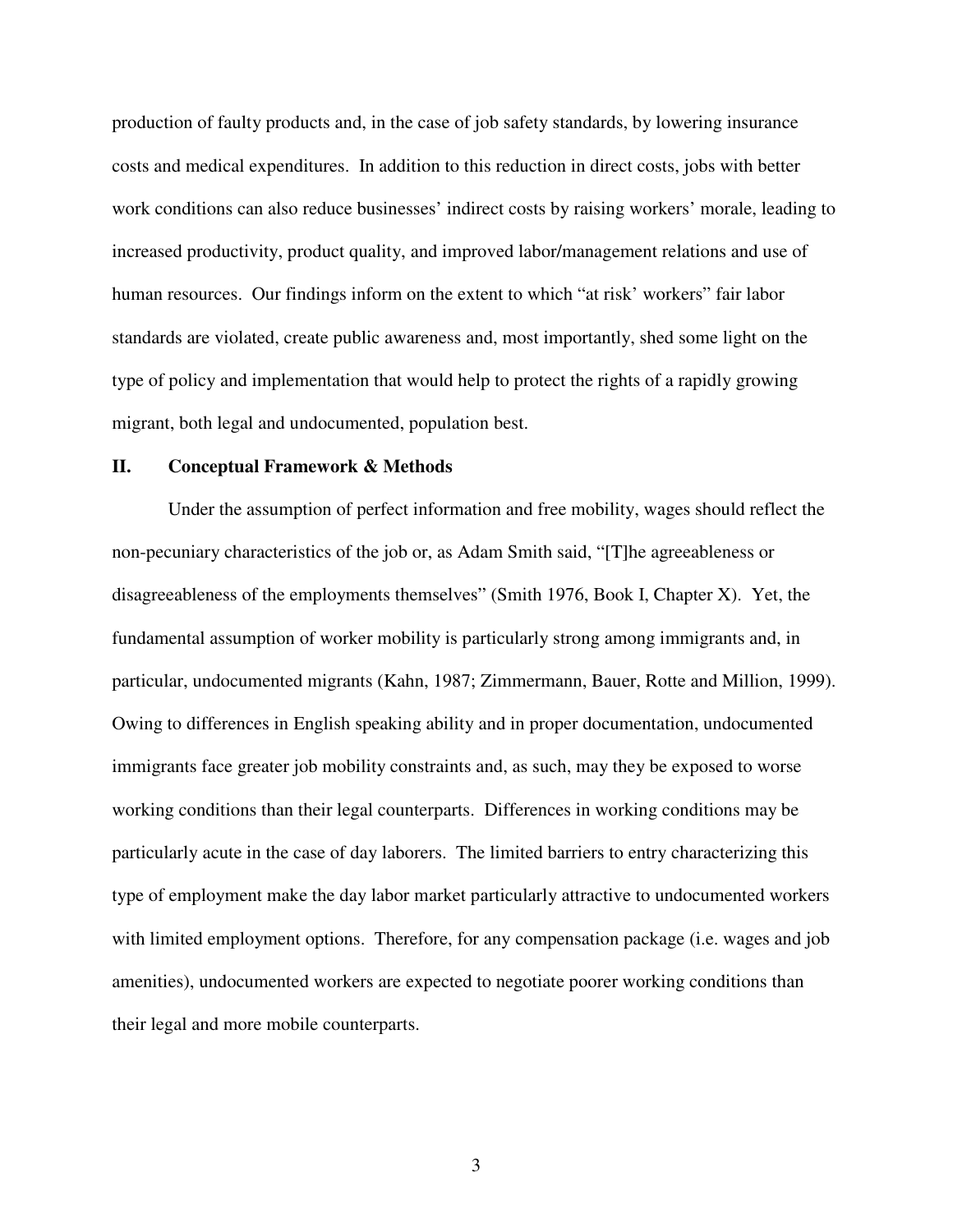production of faulty products and, in the case of job safety standards, by lowering insurance costs and medical expenditures. In addition to this reduction in direct costs, jobs with better work conditions can also reduce businesses' indirect costs by raising workers' morale, leading to increased productivity, product quality, and improved labor/management relations and use of human resources. Our findings inform on the extent to which "at risk' workers" fair labor standards are violated, create public awareness and, most importantly, shed some light on the type of policy and implementation that would help to protect the rights of a rapidly growing migrant, both legal and undocumented, population best.

## II. Conceptual Framework & Methods

Under the assumption of perfect information and free mobility, wages should reflect the non-pecuniary characteristics of the job or, as Adam Smith said, "[T]he agreeableness or disagreeableness of the employments themselves" (Smith 1976, Book I, Chapter X). Yet, the fundamental assumption of worker mobility is particularly strong among immigrants and, in particular, undocumented migrants (Kahn, 1987; Zimmermann, Bauer, Rotte and Million, 1999). Owing to differences in English speaking ability and in proper documentation, undocumented immigrants face greater job mobility constraints and, as such, may they be exposed to worse working conditions than their legal counterparts. Differences in working conditions may be particularly acute in the case of day laborers. The limited barriers to entry characterizing this type of employment make the day labor market particularly attractive to undocumented workers with limited employment options. Therefore, for any compensation package (i.e. wages and job amenities), undocumented workers are expected to negotiate poorer working conditions than their legal and more mobile counterparts.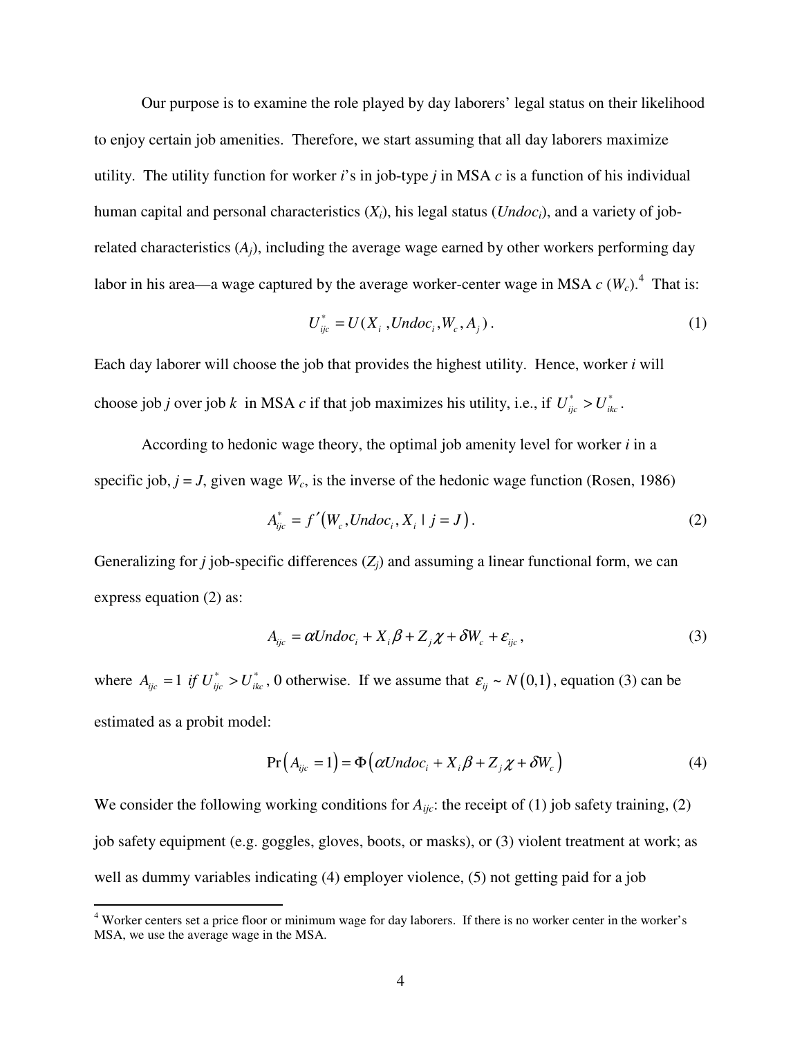Our purpose is to examine the role played by day laborers' legal status on their likelihood to enjoy certain job amenities. Therefore, we start assuming that all day laborers maximize utility. The utility function for worker *i*'s in job-type *j* in MSA *c* is a function of his individual human capital and personal characteristics ($X_i$), his legal status ($Undoc_i$), and a variety of job-related characteristics ($A_j$), including the average wage earned by other workers performing day labor in his area—a wage captured by the average worker-center wage in MSA *c* ($W_c$).[4] That is:

$$U^*_{ijc} = U(X_i, Undoc_i, W_c, A_j). \tag{1}$$

Each day laborer will choose the job that provides the highest utility. Hence, worker *i* will choose job *j* over job *k* in MSA *c* if that job maximizes his utility, i.e., if $U^*_{ijc} > U^*_{ikc}$.

According to hedonic wage theory, the optimal job amenity level for worker *i* in a specific job, $j = J$, given wage $W_c$, is the inverse of the hedonic wage function (Rosen, 1986)

$$A^*_{ijc} = f'\left(W_c, Undoc_i, X_i \mid j = J\right). \tag{2}$$

Generalizing for *j* job-specific differences ($Z_j$) and assuming a linear functional form, we can express equation (2) as:

$$A_{ijc} = \alpha Undoc_i + X_i\beta + Z_j\chi + \delta W_c + \varepsilon_{ijc}, \tag{3}$$

where $A_{ijc} = 1 \text{ if } U^*_{ijc} > U^*_{ikc}$, 0 otherwise. If we assume that $\varepsilon_{ij} \sim N(0,1)$, equation (3) can be estimated as a probit model:

$$\Pr\left(A_{ijc} = 1\right) = \Phi\left(\alpha Undoc_i + X_i\beta + Z_j\chi + \delta W_c\right) \tag{4}$$

We consider the following working conditions for $A_{ijc}$: the receipt of (1) job safety training, (2) job safety equipment (e.g. goggles, gloves, boots, or masks), or (3) violent treatment at work; as well as dummy variables indicating (4) employer violence, (5) not getting paid for a job

[4] Worker centers set a price floor or minimum wage for day laborers. If there is no worker center in the worker's MSA, we use the average wage in the MSA.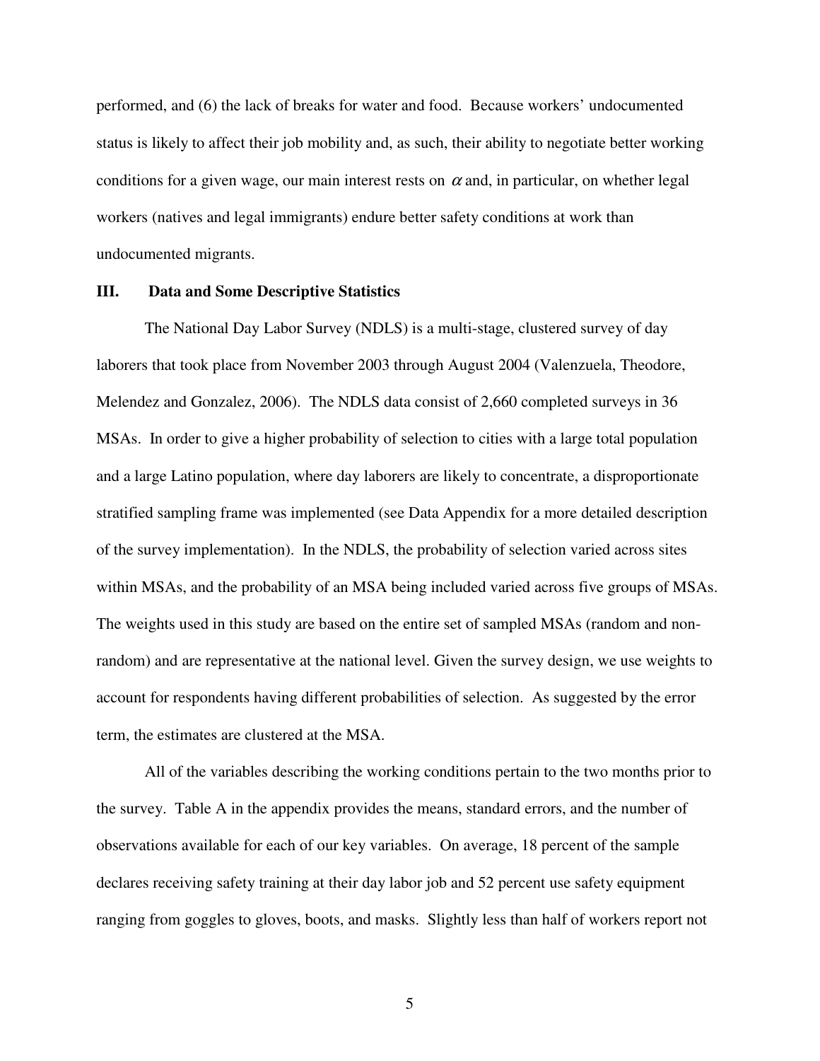performed, and (6) the lack of breaks for water and food. Because workers' undocumented status is likely to affect their job mobility and, as such, their ability to negotiate better working conditions for a given wage, our main interest rests on $\alpha$ and, in particular, on whether legal workers (natives and legal immigrants) endure better safety conditions at work than undocumented migrants.

## III. Data and Some Descriptive Statistics

The National Day Labor Survey (NDLS) is a multi-stage, clustered survey of day laborers that took place from November 2003 through August 2004 (Valenzuela, Theodore, Melendez and Gonzalez, 2006). The NDLS data consist of 2,660 completed surveys in 36 MSAs. In order to give a higher probability of selection to cities with a large total population and a large Latino population, where day laborers are likely to concentrate, a disproportionate stratified sampling frame was implemented (see Data Appendix for a more detailed description of the survey implementation). In the NDLS, the probability of selection varied across sites within MSAs, and the probability of an MSA being included varied across five groups of MSAs. The weights used in this study are based on the entire set of sampled MSAs (random and non-random) and are representative at the national level. Given the survey design, we use weights to account for respondents having different probabilities of selection. As suggested by the error term, the estimates are clustered at the MSA.

All of the variables describing the working conditions pertain to the two months prior to the survey. Table A in the appendix provides the means, standard errors, and the number of observations available for each of our key variables. On average, 18 percent of the sample declares receiving safety training at their day labor job and 52 percent use safety equipment ranging from goggles to gloves, boots, and masks. Slightly less than half of workers report not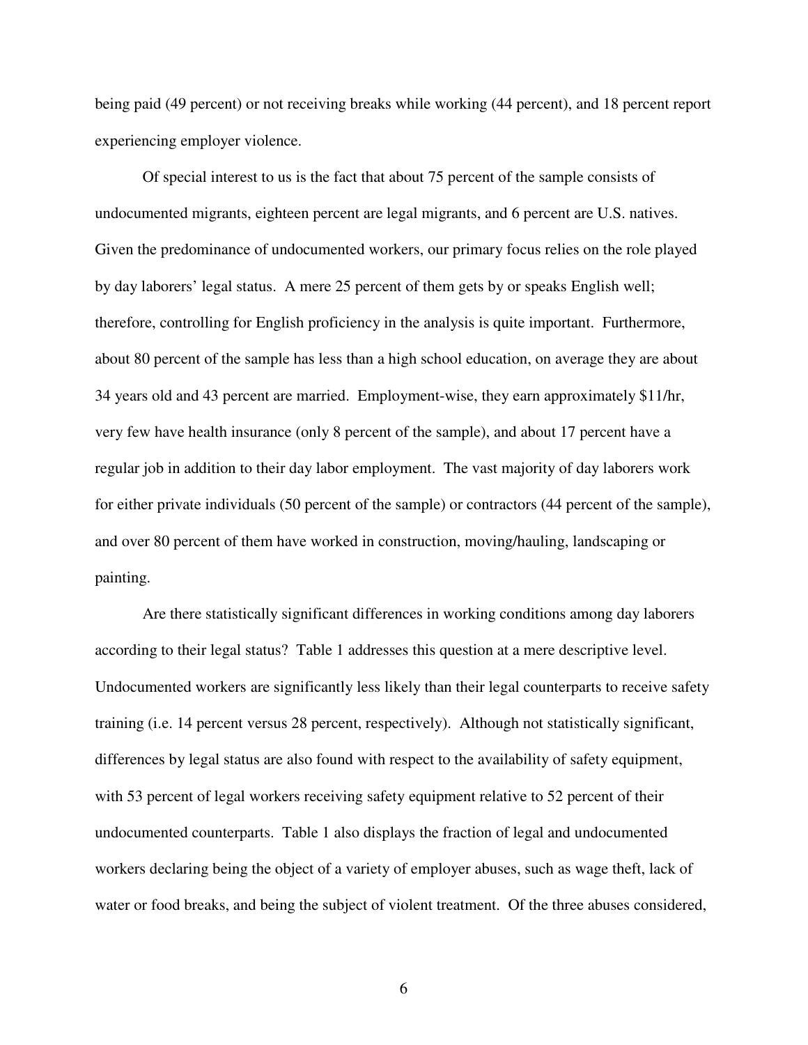being paid (49 percent) or not receiving breaks while working (44 percent), and 18 percent report experiencing employer violence.

Of special interest to us is the fact that about 75 percent of the sample consists of undocumented migrants, eighteen percent are legal migrants, and 6 percent are U.S. natives. Given the predominance of undocumented workers, our primary focus relies on the role played by day laborers' legal status. A mere 25 percent of them gets by or speaks English well; therefore, controlling for English proficiency in the analysis is quite important. Furthermore, about 80 percent of the sample has less than a high school education, on average they are about 34 years old and 43 percent are married. Employment-wise, they earn approximately $11/hr, very few have health insurance (only 8 percent of the sample), and about 17 percent have a regular job in addition to their day labor employment. The vast majority of day laborers work for either private individuals (50 percent of the sample) or contractors (44 percent of the sample), and over 80 percent of them have worked in construction, moving/hauling, landscaping or painting.

Are there statistically significant differences in working conditions among day laborers according to their legal status? Table 1 addresses this question at a mere descriptive level. Undocumented workers are significantly less likely than their legal counterparts to receive safety training (i.e. 14 percent versus 28 percent, respectively). Although not statistically significant, differences by legal status are also found with respect to the availability of safety equipment, with 53 percent of legal workers receiving safety equipment relative to 52 percent of their undocumented counterparts. Table 1 also displays the fraction of legal and undocumented workers declaring being the object of a variety of employer abuses, such as wage theft, lack of water or food breaks, and being the subject of violent treatment. Of the three abuses considered,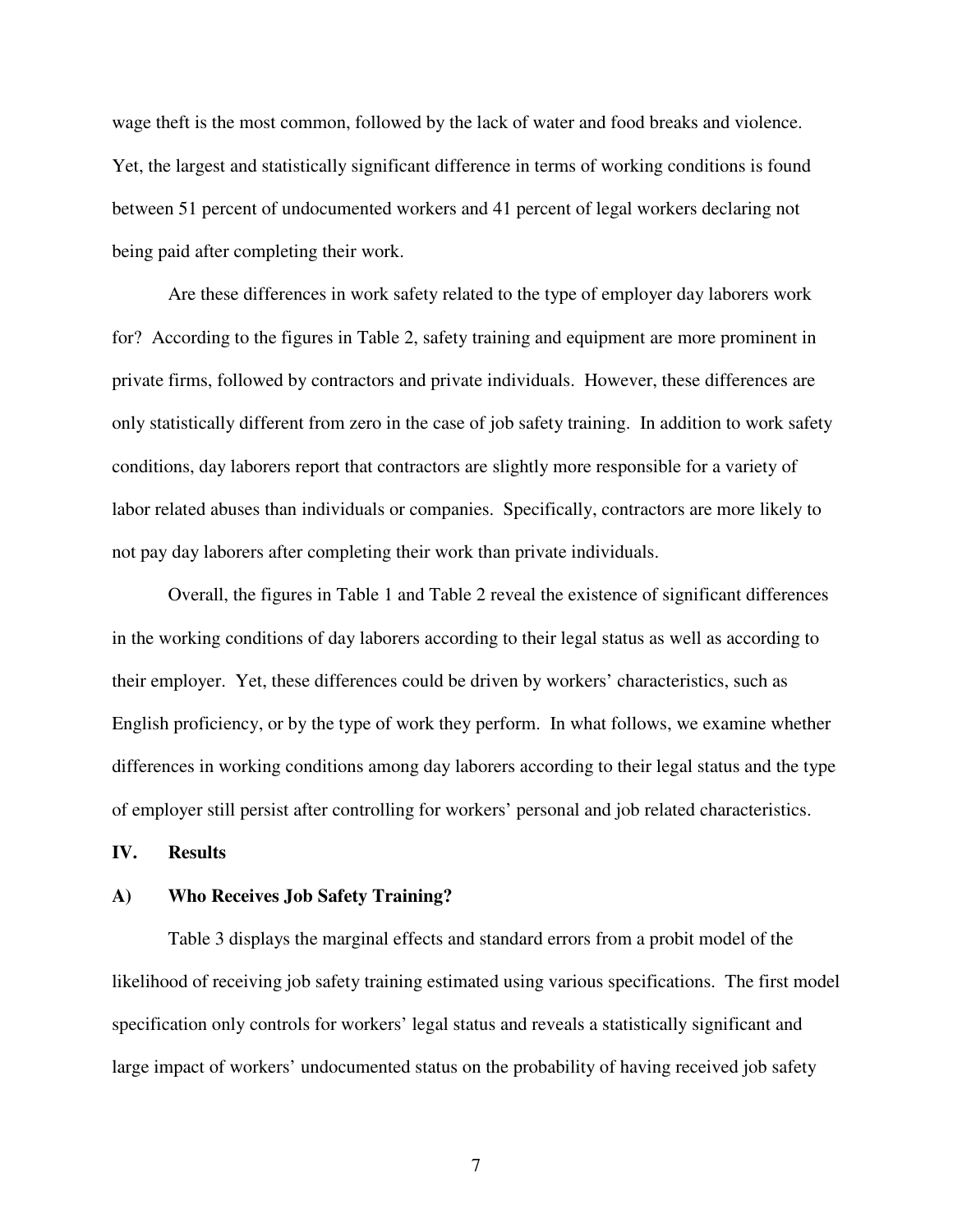wage theft is the most common, followed by the lack of water and food breaks and violence. Yet, the largest and statistically significant difference in terms of working conditions is found between 51 percent of undocumented workers and 41 percent of legal workers declaring not being paid after completing their work.

Are these differences in work safety related to the type of employer day laborers work for? According to the figures in Table 2, safety training and equipment are more prominent in private firms, followed by contractors and private individuals. However, these differences are only statistically different from zero in the case of job safety training. In addition to work safety conditions, day laborers report that contractors are slightly more responsible for a variety of labor related abuses than individuals or companies. Specifically, contractors are more likely to not pay day laborers after completing their work than private individuals.

Overall, the figures in Table 1 and Table 2 reveal the existence of significant differences in the working conditions of day laborers according to their legal status as well as according to their employer. Yet, these differences could be driven by workers' characteristics, such as English proficiency, or by the type of work they perform. In what follows, we examine whether differences in working conditions among day laborers according to their legal status and the type of employer still persist after controlling for workers' personal and job related characteristics.

## IV. Results

### A) Who Receives Job Safety Training?

Table 3 displays the marginal effects and standard errors from a probit model of the likelihood of receiving job safety training estimated using various specifications. The first model specification only controls for workers' legal status and reveals a statistically significant and large impact of workers' undocumented status on the probability of having received job safety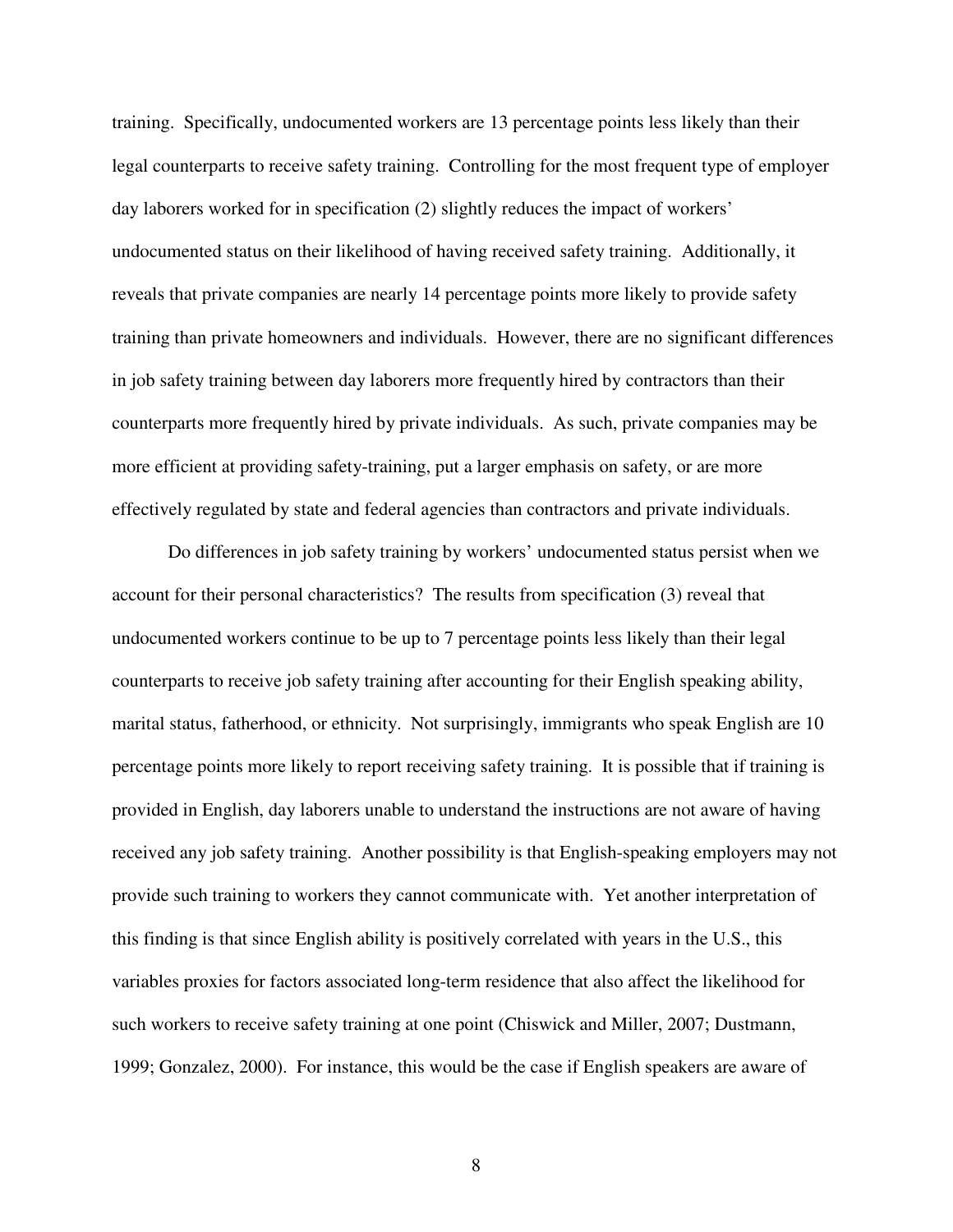training. Specifically, undocumented workers are 13 percentage points less likely than their legal counterparts to receive safety training. Controlling for the most frequent type of employer day laborers worked for in specification (2) slightly reduces the impact of workers' undocumented status on their likelihood of having received safety training. Additionally, it reveals that private companies are nearly 14 percentage points more likely to provide safety training than private homeowners and individuals. However, there are no significant differences in job safety training between day laborers more frequently hired by contractors than their counterparts more frequently hired by private individuals. As such, private companies may be more efficient at providing safety-training, put a larger emphasis on safety, or are more effectively regulated by state and federal agencies than contractors and private individuals.

Do differences in job safety training by workers' undocumented status persist when we account for their personal characteristics? The results from specification (3) reveal that undocumented workers continue to be up to 7 percentage points less likely than their legal counterparts to receive job safety training after accounting for their English speaking ability, marital status, fatherhood, or ethnicity. Not surprisingly, immigrants who speak English are 10 percentage points more likely to report receiving safety training. It is possible that if training is provided in English, day laborers unable to understand the instructions are not aware of having received any job safety training. Another possibility is that English-speaking employers may not provide such training to workers they cannot communicate with. Yet another interpretation of this finding is that since English ability is positively correlated with years in the U.S., this variables proxies for factors associated long-term residence that also affect the likelihood for such workers to receive safety training at one point (Chiswick and Miller, 2007; Dustmann, 1999; Gonzalez, 2000). For instance, this would be the case if English speakers are aware of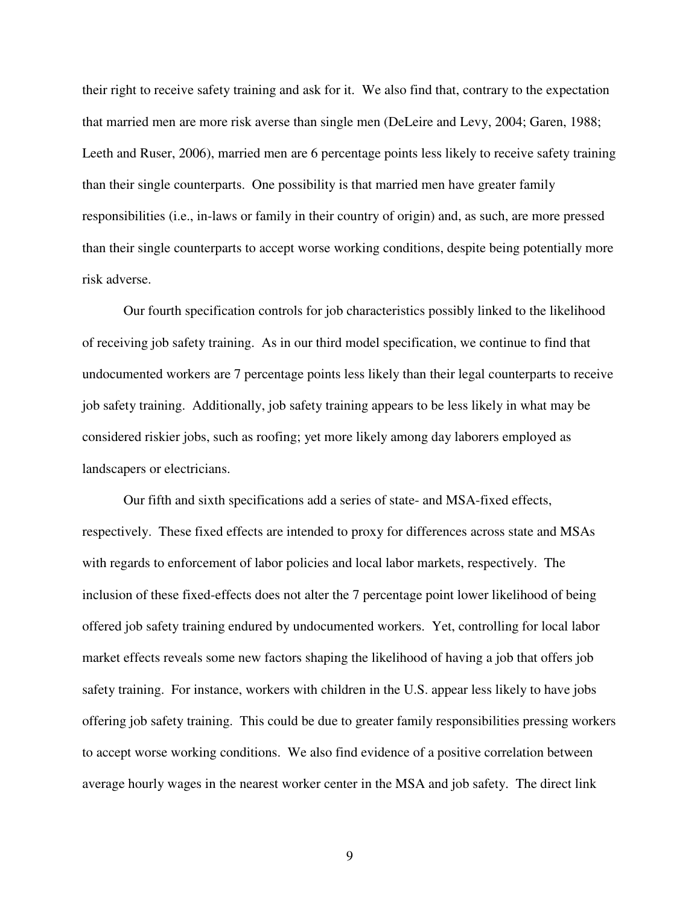their right to receive safety training and ask for it. We also find that, contrary to the expectation that married men are more risk averse than single men (DeLeire and Levy, 2004; Garen, 1988; Leeth and Ruser, 2006), married men are 6 percentage points less likely to receive safety training than their single counterparts. One possibility is that married men have greater family responsibilities (i.e., in-laws or family in their country of origin) and, as such, are more pressed than their single counterparts to accept worse working conditions, despite being potentially more risk adverse.

Our fourth specification controls for job characteristics possibly linked to the likelihood of receiving job safety training. As in our third model specification, we continue to find that undocumented workers are 7 percentage points less likely than their legal counterparts to receive job safety training. Additionally, job safety training appears to be less likely in what may be considered riskier jobs, such as roofing; yet more likely among day laborers employed as landscapers or electricians.

Our fifth and sixth specifications add a series of state- and MSA-fixed effects, respectively. These fixed effects are intended to proxy for differences across state and MSAs with regards to enforcement of labor policies and local labor markets, respectively. The inclusion of these fixed-effects does not alter the 7 percentage point lower likelihood of being offered job safety training endured by undocumented workers. Yet, controlling for local labor market effects reveals some new factors shaping the likelihood of having a job that offers job safety training. For instance, workers with children in the U.S. appear less likely to have jobs offering job safety training. This could be due to greater family responsibilities pressing workers to accept worse working conditions. We also find evidence of a positive correlation between average hourly wages in the nearest worker center in the MSA and job safety. The direct link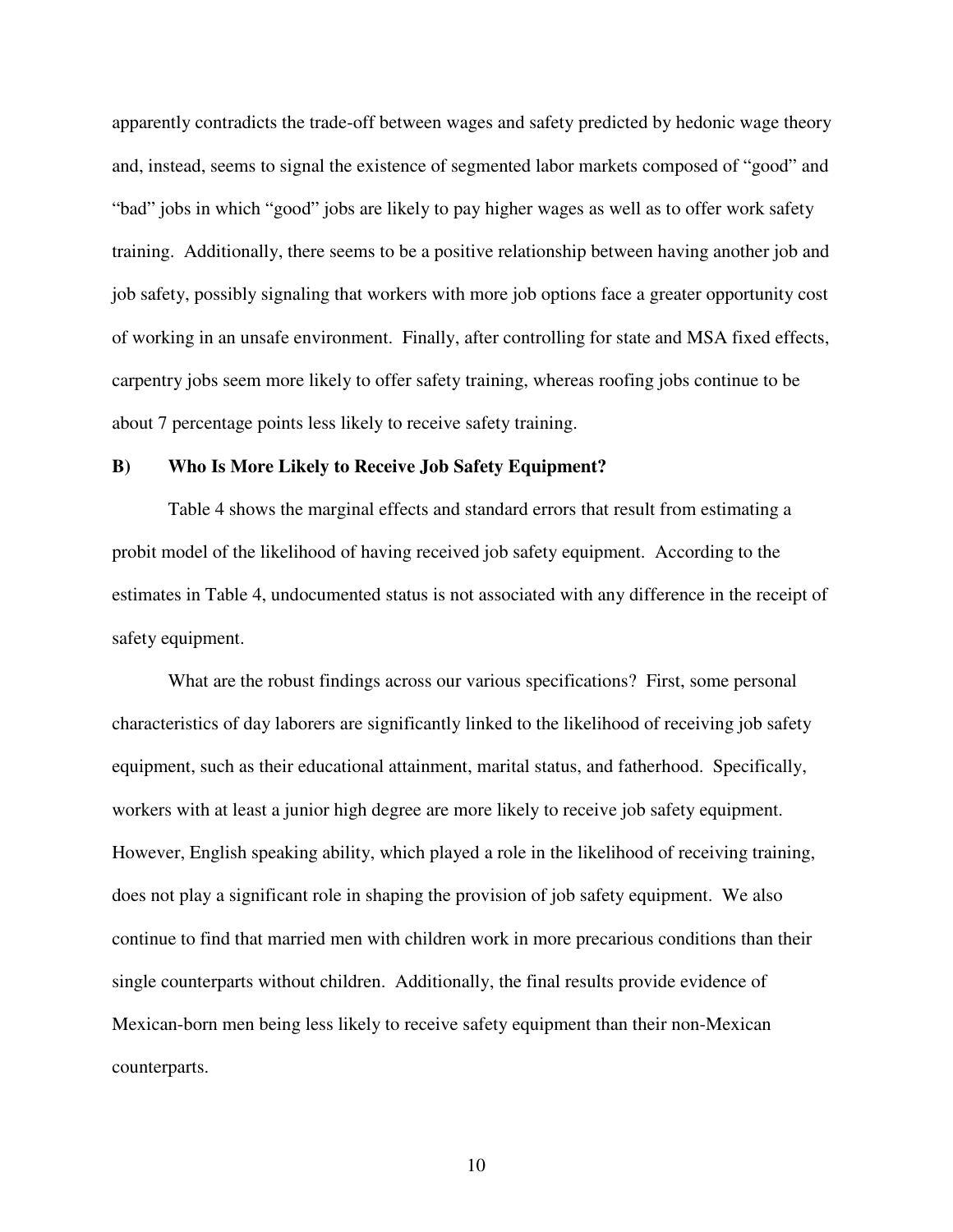apparently contradicts the trade-off between wages and safety predicted by hedonic wage theory and, instead, seems to signal the existence of segmented labor markets composed of "good" and "bad" jobs in which "good" jobs are likely to pay higher wages as well as to offer work safety training. Additionally, there seems to be a positive relationship between having another job and job safety, possibly signaling that workers with more job options face a greater opportunity cost of working in an unsafe environment. Finally, after controlling for state and MSA fixed effects, carpentry jobs seem more likely to offer safety training, whereas roofing jobs continue to be about 7 percentage points less likely to receive safety training.

### B) Who Is More Likely to Receive Job Safety Equipment?

Table 4 shows the marginal effects and standard errors that result from estimating a probit model of the likelihood of having received job safety equipment. According to the estimates in Table 4, undocumented status is not associated with any difference in the receipt of safety equipment.

What are the robust findings across our various specifications? First, some personal characteristics of day laborers are significantly linked to the likelihood of receiving job safety equipment, such as their educational attainment, marital status, and fatherhood. Specifically, workers with at least a junior high degree are more likely to receive job safety equipment. However, English speaking ability, which played a role in the likelihood of receiving training, does not play a significant role in shaping the provision of job safety equipment. We also continue to find that married men with children work in more precarious conditions than their single counterparts without children. Additionally, the final results provide evidence of Mexican-born men being less likely to receive safety equipment than their non-Mexican counterparts.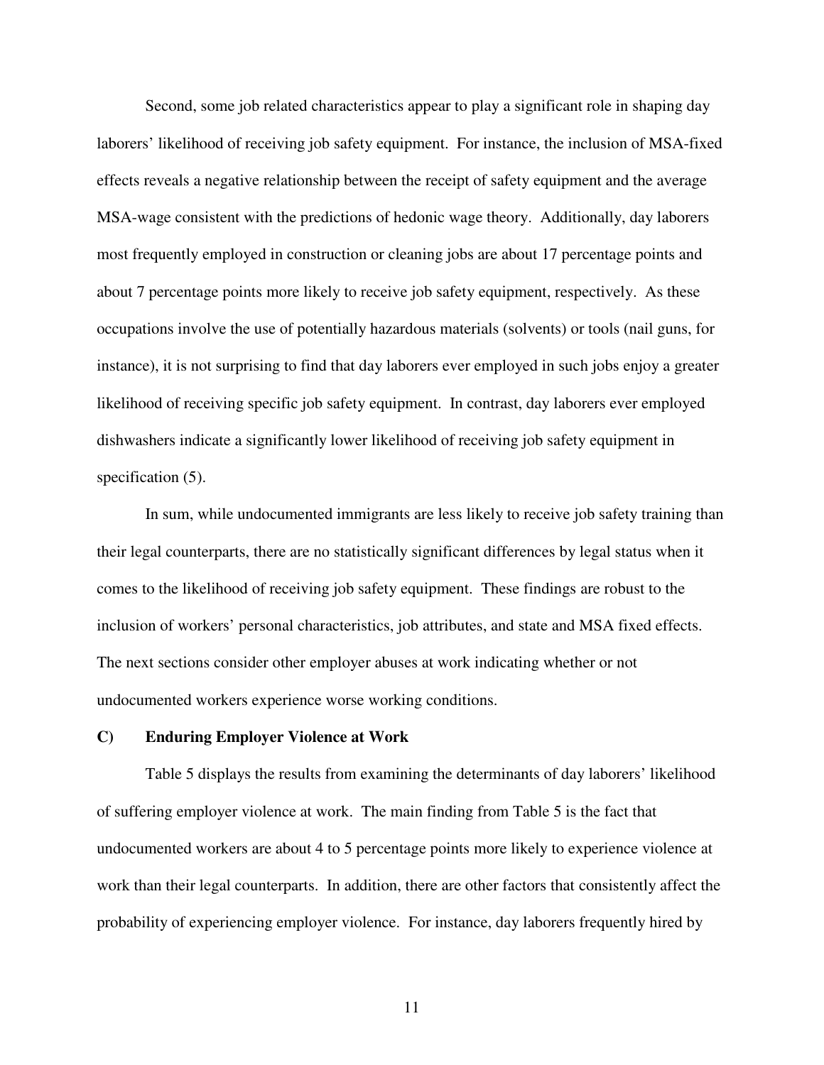Second, some job related characteristics appear to play a significant role in shaping day laborers' likelihood of receiving job safety equipment. For instance, the inclusion of MSA-fixed effects reveals a negative relationship between the receipt of safety equipment and the average MSA-wage consistent with the predictions of hedonic wage theory. Additionally, day laborers most frequently employed in construction or cleaning jobs are about 17 percentage points and about 7 percentage points more likely to receive job safety equipment, respectively. As these occupations involve the use of potentially hazardous materials (solvents) or tools (nail guns, for instance), it is not surprising to find that day laborers ever employed in such jobs enjoy a greater likelihood of receiving specific job safety equipment. In contrast, day laborers ever employed dishwashers indicate a significantly lower likelihood of receiving job safety equipment in specification (5).

In sum, while undocumented immigrants are less likely to receive job safety training than their legal counterparts, there are no statistically significant differences by legal status when it comes to the likelihood of receiving job safety equipment. These findings are robust to the inclusion of workers' personal characteristics, job attributes, and state and MSA fixed effects. The next sections consider other employer abuses at work indicating whether or not undocumented workers experience worse working conditions.

### C) Enduring Employer Violence at Work

Table 5 displays the results from examining the determinants of day laborers' likelihood of suffering employer violence at work. The main finding from Table 5 is the fact that undocumented workers are about 4 to 5 percentage points more likely to experience violence at work than their legal counterparts. In addition, there are other factors that consistently affect the probability of experiencing employer violence. For instance, day laborers frequently hired by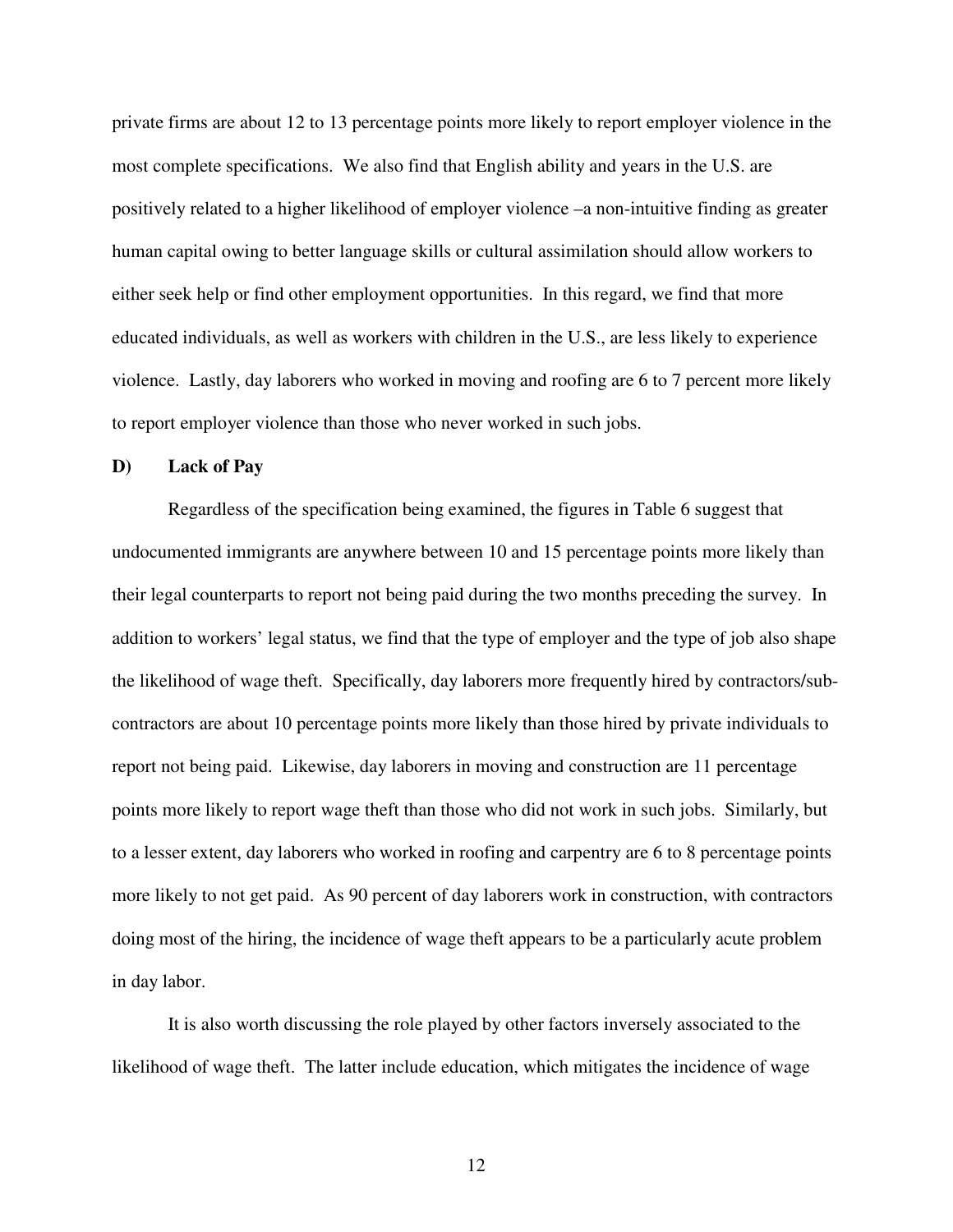private firms are about 12 to 13 percentage points more likely to report employer violence in the most complete specifications. We also find that English ability and years in the U.S. are positively related to a higher likelihood of employer violence –a non-intuitive finding as greater human capital owing to better language skills or cultural assimilation should allow workers to either seek help or find other employment opportunities. In this regard, we find that more educated individuals, as well as workers with children in the U.S., are less likely to experience violence. Lastly, day laborers who worked in moving and roofing are 6 to 7 percent more likely to report employer violence than those who never worked in such jobs.

**D) Lack of Pay**

Regardless of the specification being examined, the figures in Table 6 suggest that undocumented immigrants are anywhere between 10 and 15 percentage points more likely than their legal counterparts to report not being paid during the two months preceding the survey. In addition to workers' legal status, we find that the type of employer and the type of job also shape the likelihood of wage theft. Specifically, day laborers more frequently hired by contractors/sub-contractors are about 10 percentage points more likely than those hired by private individuals to report not being paid. Likewise, day laborers in moving and construction are 11 percentage points more likely to report wage theft than those who did not work in such jobs. Similarly, but to a lesser extent, day laborers who worked in roofing and carpentry are 6 to 8 percentage points more likely to not get paid. As 90 percent of day laborers work in construction, with contractors doing most of the hiring, the incidence of wage theft appears to be a particularly acute problem in day labor.

It is also worth discussing the role played by other factors inversely associated to the likelihood of wage theft. The latter include education, which mitigates the incidence of wage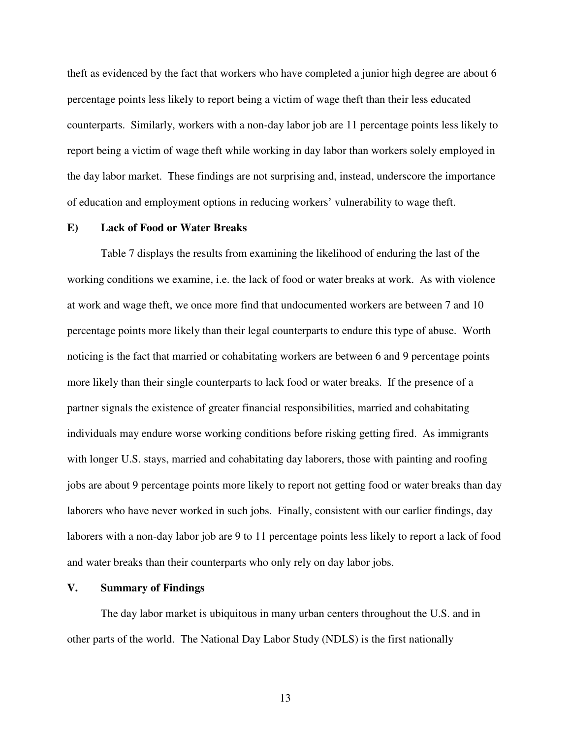theft as evidenced by the fact that workers who have completed a junior high degree are about 6 percentage points less likely to report being a victim of wage theft than their less educated counterparts. Similarly, workers with a non-day labor job are 11 percentage points less likely to report being a victim of wage theft while working in day labor than workers solely employed in the day labor market. These findings are not surprising and, instead, underscore the importance of education and employment options in reducing workers' vulnerability to wage theft.

### E) Lack of Food or Water Breaks

Table 7 displays the results from examining the likelihood of enduring the last of the working conditions we examine, i.e. the lack of food or water breaks at work. As with violence at work and wage theft, we once more find that undocumented workers are between 7 and 10 percentage points more likely than their legal counterparts to endure this type of abuse. Worth noticing is the fact that married or cohabitating workers are between 6 and 9 percentage points more likely than their single counterparts to lack food or water breaks. If the presence of a partner signals the existence of greater financial responsibilities, married and cohabitating individuals may endure worse working conditions before risking getting fired. As immigrants with longer U.S. stays, married and cohabitating day laborers, those with painting and roofing jobs are about 9 percentage points more likely to report not getting food or water breaks than day laborers who have never worked in such jobs. Finally, consistent with our earlier findings, day laborers with a non-day labor job are 9 to 11 percentage points less likely to report a lack of food and water breaks than their counterparts who only rely on day labor jobs.

## V. Summary of Findings

The day labor market is ubiquitous in many urban centers throughout the U.S. and in other parts of the world. The National Day Labor Study (NDLS) is the first nationally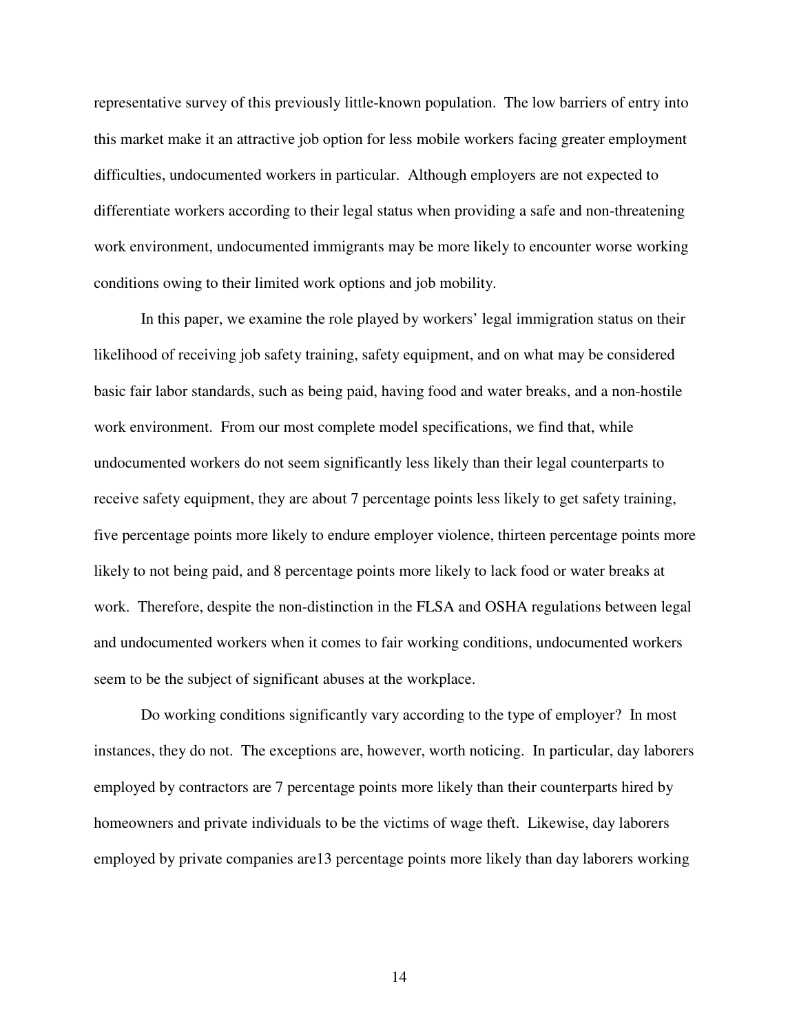representative survey of this previously little-known population. The low barriers of entry into this market make it an attractive job option for less mobile workers facing greater employment difficulties, undocumented workers in particular. Although employers are not expected to differentiate workers according to their legal status when providing a safe and non-threatening work environment, undocumented immigrants may be more likely to encounter worse working conditions owing to their limited work options and job mobility.

In this paper, we examine the role played by workers' legal immigration status on their likelihood of receiving job safety training, safety equipment, and on what may be considered basic fair labor standards, such as being paid, having food and water breaks, and a non-hostile work environment. From our most complete model specifications, we find that, while undocumented workers do not seem significantly less likely than their legal counterparts to receive safety equipment, they are about 7 percentage points less likely to get safety training, five percentage points more likely to endure employer violence, thirteen percentage points more likely to not being paid, and 8 percentage points more likely to lack food or water breaks at work. Therefore, despite the non-distinction in the FLSA and OSHA regulations between legal and undocumented workers when it comes to fair working conditions, undocumented workers seem to be the subject of significant abuses at the workplace.

Do working conditions significantly vary according to the type of employer? In most instances, they do not. The exceptions are, however, worth noticing. In particular, day laborers employed by contractors are 7 percentage points more likely than their counterparts hired by homeowners and private individuals to be the victims of wage theft. Likewise, day laborers employed by private companies are13 percentage points more likely than day laborers working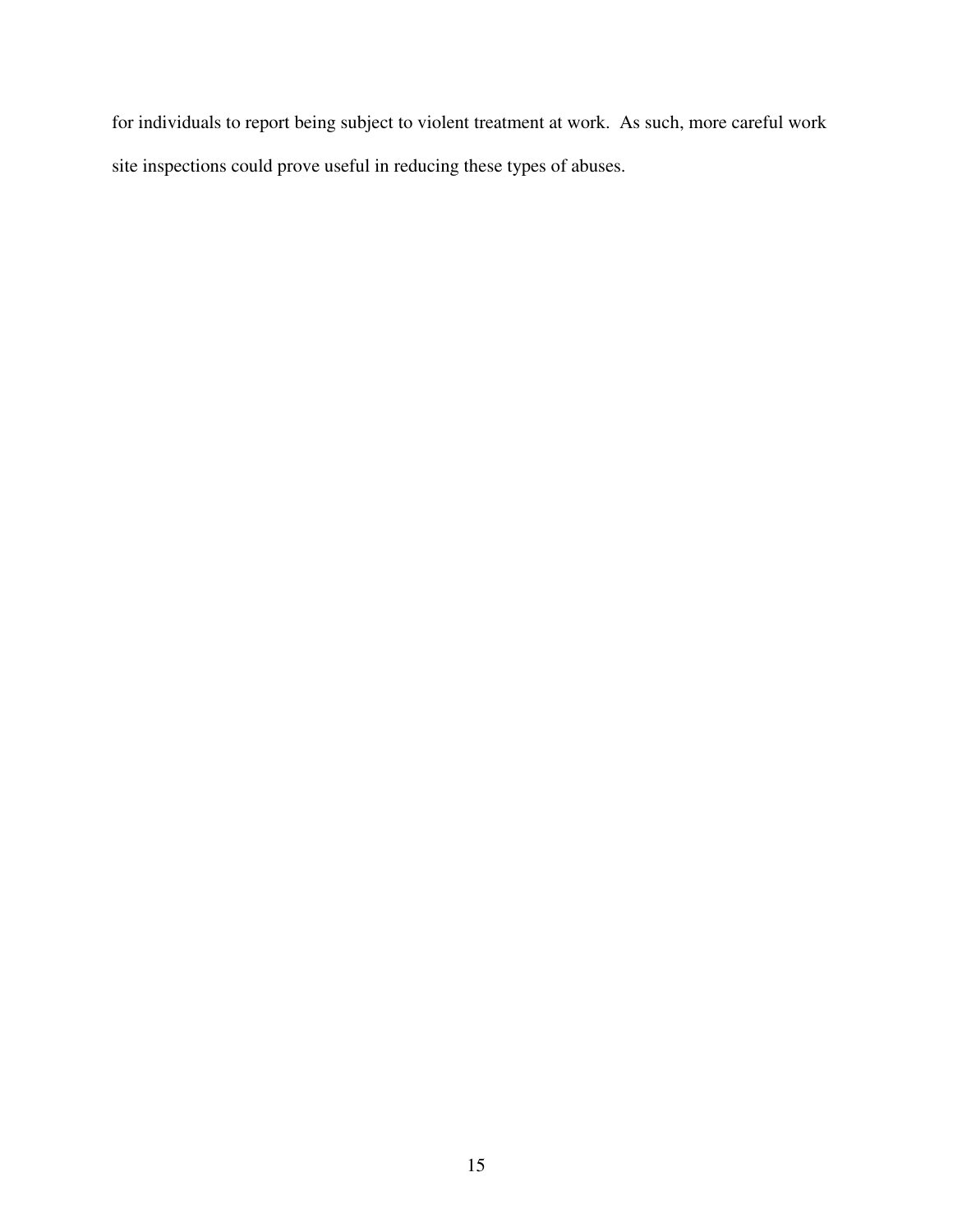for individuals to report being subject to violent treatment at work. As such, more careful work site inspections could prove useful in reducing these types of abuses.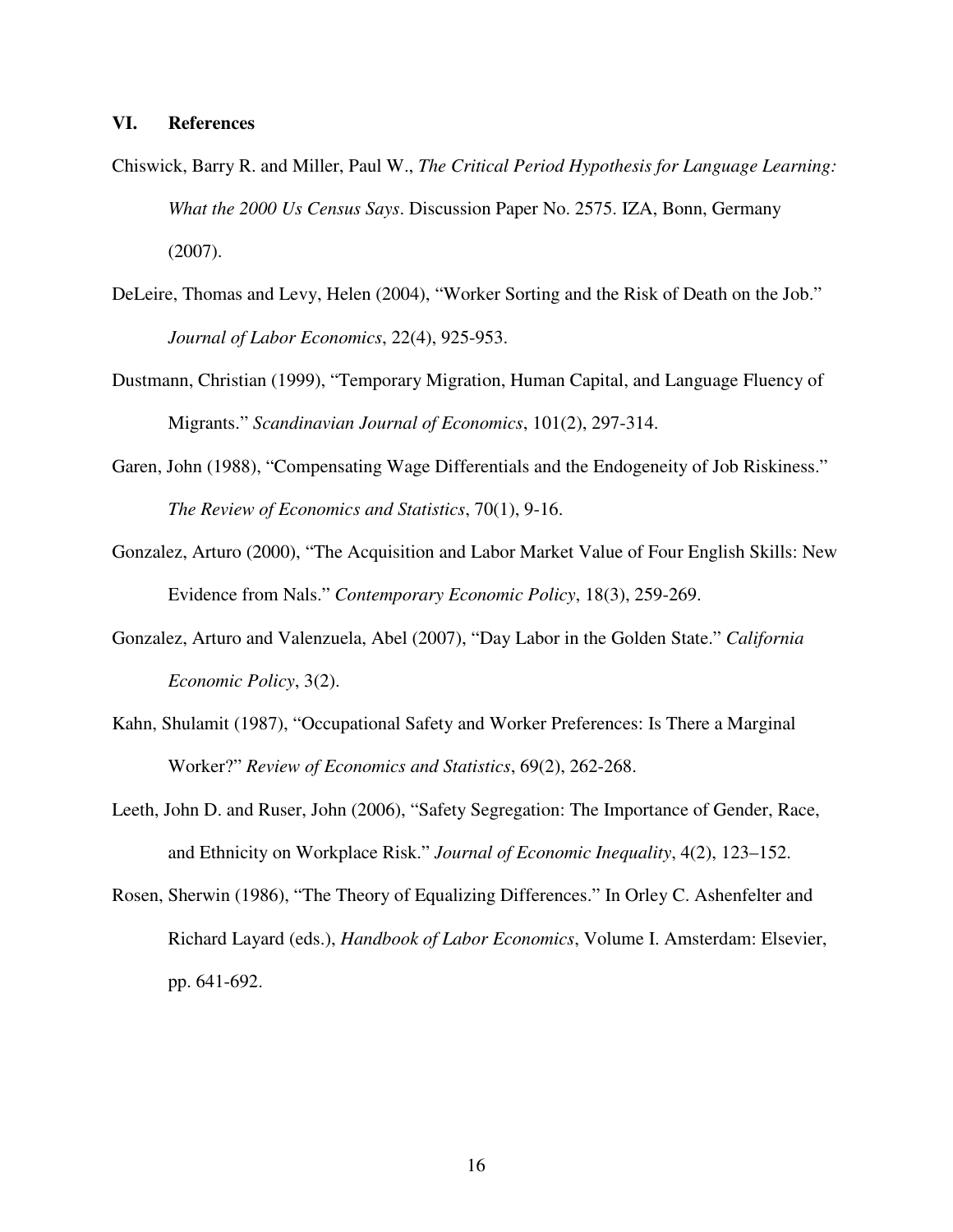## VI. References

Chiswick, Barry R. and Miller, Paul W., *The Critical Period Hypothesis for Language Learning: What the 2000 Us Census Says*. Discussion Paper No. 2575. IZA, Bonn, Germany (2007).

DeLeire, Thomas and Levy, Helen (2004), "Worker Sorting and the Risk of Death on the Job." *Journal of Labor Economics*, 22(4), 925-953.

Dustmann, Christian (1999), "Temporary Migration, Human Capital, and Language Fluency of Migrants." *Scandinavian Journal of Economics*, 101(2), 297-314.

Garen, John (1988), "Compensating Wage Differentials and the Endogeneity of Job Riskiness." *The Review of Economics and Statistics*, 70(1), 9-16.

Gonzalez, Arturo (2000), "The Acquisition and Labor Market Value of Four English Skills: New Evidence from Nals." *Contemporary Economic Policy*, 18(3), 259-269.

Gonzalez, Arturo and Valenzuela, Abel (2007), "Day Labor in the Golden State." *California Economic Policy*, 3(2).

Kahn, Shulamit (1987), "Occupational Safety and Worker Preferences: Is There a Marginal Worker?" *Review of Economics and Statistics*, 69(2), 262-268.

Leeth, John D. and Ruser, John (2006), "Safety Segregation: The Importance of Gender, Race, and Ethnicity on Workplace Risk." *Journal of Economic Inequality*, 4(2), 123–152.

Rosen, Sherwin (1986), "The Theory of Equalizing Differences." In Orley C. Ashenfelter and Richard Layard (eds.), *Handbook of Labor Economics*, Volume I. Amsterdam: Elsevier, pp. 641-692.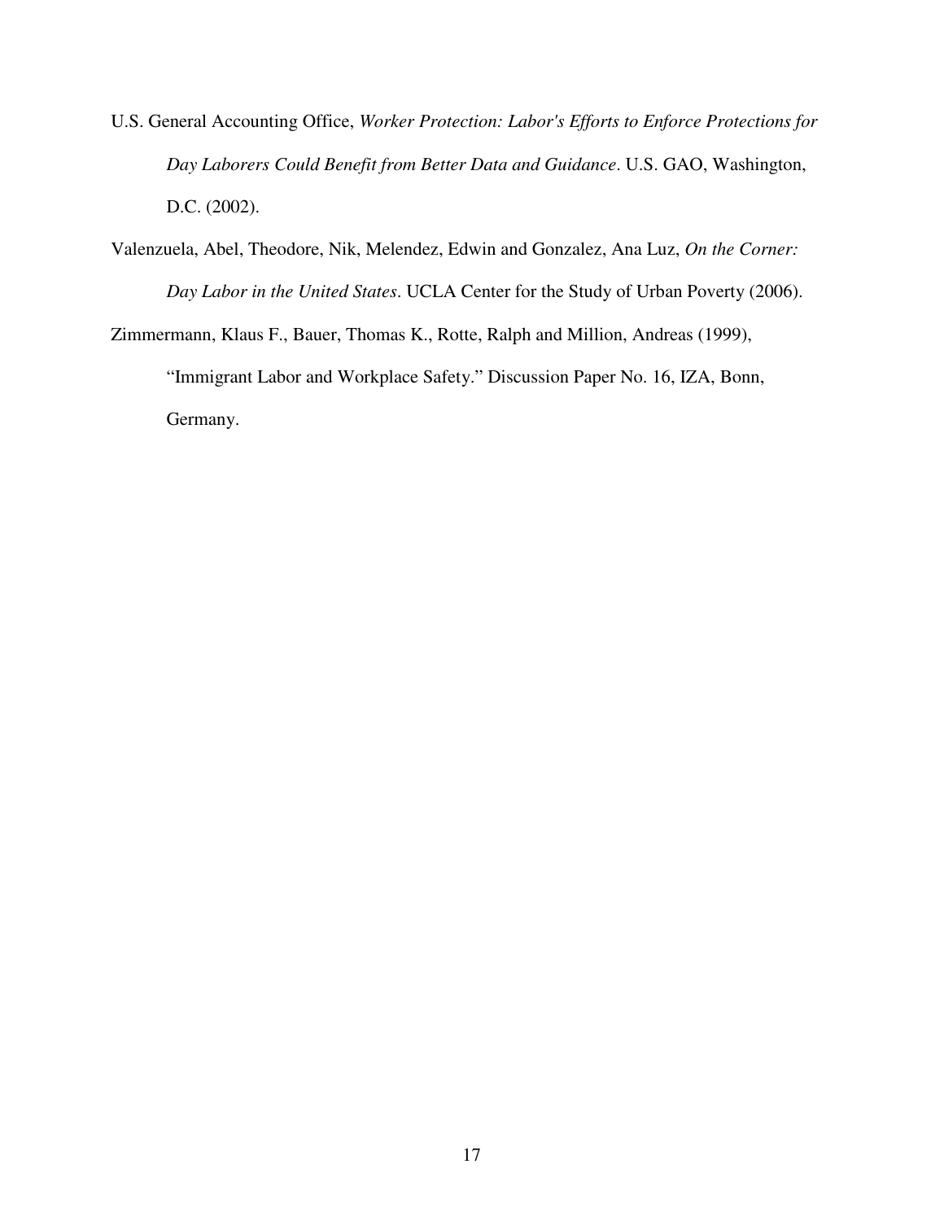U.S. General Accounting Office, *Worker Protection: Labor's Efforts to Enforce Protections for Day Laborers Could Benefit from Better Data and Guidance*. U.S. GAO, Washington, D.C. (2002).

Valenzuela, Abel, Theodore, Nik, Melendez, Edwin and Gonzalez, Ana Luz, *On the Corner: Day Labor in the United States*. UCLA Center for the Study of Urban Poverty (2006).

Zimmermann, Klaus F., Bauer, Thomas K., Rotte, Ralph and Million, Andreas (1999), "Immigrant Labor and Workplace Safety." Discussion Paper No. 16, IZA, Bonn, Germany.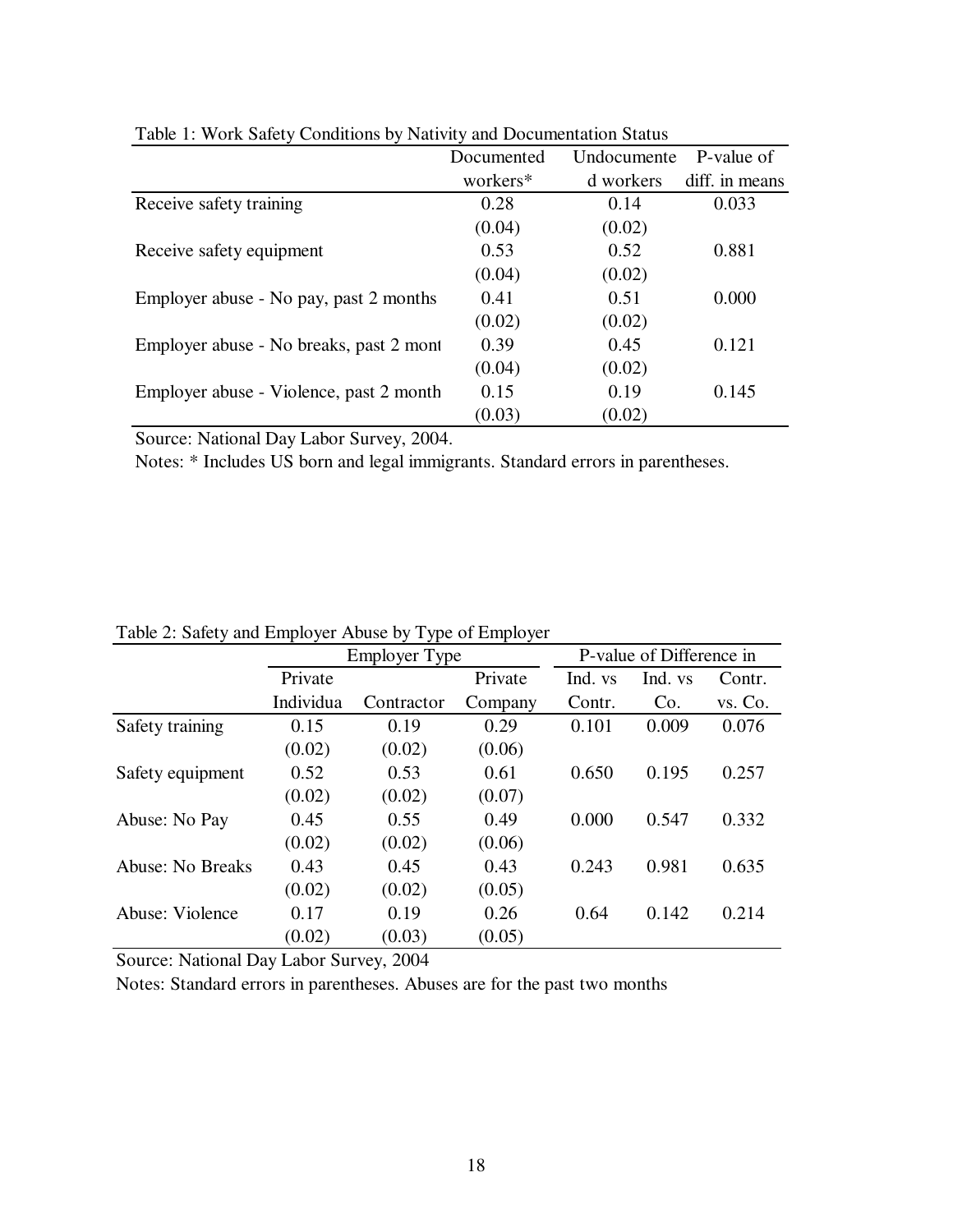Table 1: Work Safety Conditions by Nativity and Documentation Status

| | Documented workers* | Undocumented workers | P-value of diff. in means |
|---|---|---|---|
| Receive safety training | 0.28 | 0.14 | 0.033 |
| | (0.04) | (0.02) | |
| Receive safety equipment | 0.53 | 0.52 | 0.881 |
| | (0.04) | (0.02) | |
| Employer abuse - No pay, past 2 months | 0.41 | 0.51 | 0.000 |
| | (0.02) | (0.02) | |
| Employer abuse - No breaks, past 2 mont | 0.39 | 0.45 | 0.121 |
| | (0.04) | (0.02) | |
| Employer abuse - Violence, past 2 month | 0.15 | 0.19 | 0.145 |
| | (0.03) | (0.02) | |

Source: National Day Labor Survey, 2004.

Notes: * Includes US born and legal immigrants. Standard errors in parentheses.

Table 2: Safety and Employer Abuse by Type of Employer

| | Employer Type | | | P-value of Difference in | | |
|---|---|---|---|---|---|---|
| | Private Individua | Contractor | Private Company | Ind. vs Contr. | Ind. vs Co. | Contr. vs. Co. |
| Safety training | 0.15 | 0.19 | 0.29 | 0.101 | 0.009 | 0.076 |
| | (0.02) | (0.02) | (0.06) | | | |
| Safety equipment | 0.52 | 0.53 | 0.61 | 0.650 | 0.195 | 0.257 |
| | (0.02) | (0.02) | (0.07) | | | |
| Abuse: No Pay | 0.45 | 0.55 | 0.49 | 0.000 | 0.547 | 0.332 |
| | (0.02) | (0.02) | (0.06) | | | |
| Abuse: No Breaks | 0.43 | 0.45 | 0.43 | 0.243 | 0.981 | 0.635 |
| | (0.02) | (0.02) | (0.05) | | | |
| Abuse: Violence | 0.17 | 0.19 | 0.26 | 0.64 | 0.142 | 0.214 |
| | (0.02) | (0.03) | (0.05) | | | |

Source: National Day Labor Survey, 2004

Notes: Standard errors in parentheses. Abuses are for the past two months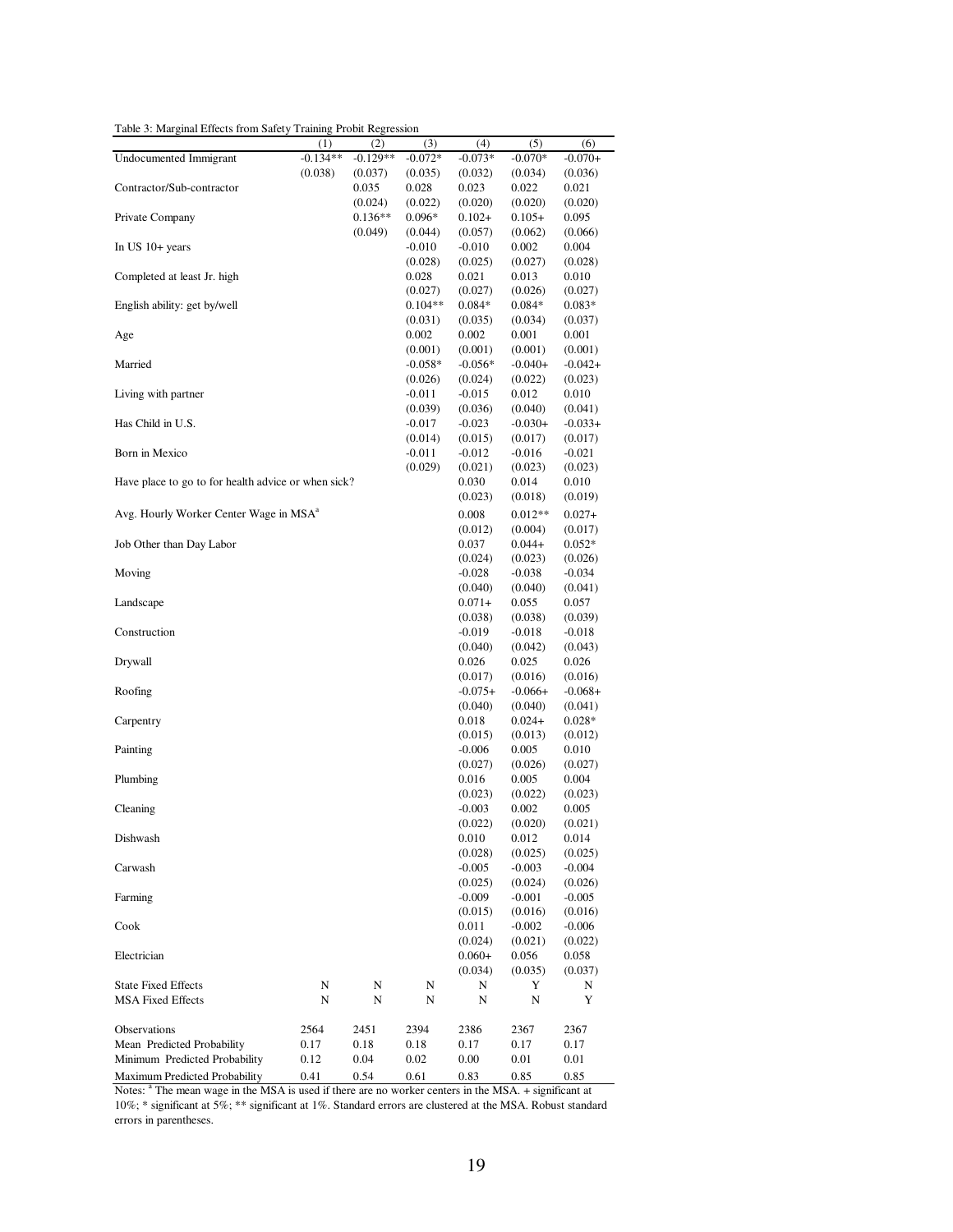Table 3: Marginal Effects from Safety Training Probit Regression

| | (1) | (2) | (3) | (4) | (5) | (6) |
|---|---|---|---|---|---|---|
| Undocumented Immigrant | -0.134** | -0.129** | -0.072* | -0.073* | -0.070* | -0.070+ |
| | (0.038) | (0.037) | (0.035) | (0.032) | (0.034) | (0.036) |
| Contractor/Sub-contractor | | 0.035 | 0.028 | 0.023 | 0.022 | 0.021 |
| | | (0.024) | (0.022) | (0.020) | (0.020) | (0.020) |
| Private Company | | 0.136** | 0.096* | 0.102+ | 0.105+ | 0.095 |
| | | (0.049) | (0.044) | (0.057) | (0.062) | (0.066) |
| In US 10+ years | | | -0.010 | -0.010 | 0.002 | 0.004 |
| | | | (0.028) | (0.025) | (0.027) | (0.028) |
| Completed at least Jr. high | | | 0.028 | 0.021 | 0.013 | 0.010 |
| | | | (0.027) | (0.027) | (0.026) | (0.027) |
| English ability: get by/well | | | 0.104** | 0.084* | 0.084* | 0.083* |
| | | | (0.031) | (0.035) | (0.034) | (0.037) |
| Age | | | 0.002 | 0.002 | 0.001 | 0.001 |
| | | | (0.001) | (0.001) | (0.001) | (0.001) |
| Married | | | -0.058* | -0.056* | -0.040+ | -0.042+ |
| | | | (0.026) | (0.024) | (0.022) | (0.023) |
| Living with partner | | | -0.011 | -0.015 | 0.012 | 0.010 |
| | | | (0.039) | (0.036) | (0.040) | (0.041) |
| Has Child in U.S. | | | -0.017 | -0.023 | -0.030+ | -0.033+ |
| | | | (0.014) | (0.015) | (0.017) | (0.017) |
| Born in Mexico | | | -0.011 | -0.012 | -0.016 | -0.021 |
| | | | (0.029) | (0.021) | (0.023) | (0.023) |
| Have place to go to for health advice or when sick? | | | | 0.030 | 0.014 | 0.010 |
| | | | | (0.023) | (0.018) | (0.019) |
| Avg. Hourly Worker Center Wage in MSA[a] | | | | 0.008 | 0.012** | 0.027+ |
| | | | | (0.012) | (0.004) | (0.017) |
| Job Other than Day Labor | | | | 0.037 | 0.044+ | 0.052* |
| | | | | (0.024) | (0.023) | (0.026) |
| Moving | | | | -0.028 | -0.038 | -0.034 |
| | | | | (0.040) | (0.040) | (0.041) |
| Landscape | | | | 0.071+ | 0.055 | 0.057 |
| | | | | (0.038) | (0.038) | (0.039) |
| Construction | | | | -0.019 | -0.018 | -0.018 |
| | | | | (0.040) | (0.042) | (0.043) |
| Drywall | | | | 0.026 | 0.025 | 0.026 |
| | | | | (0.017) | (0.016) | (0.016) |
| Roofing | | | | -0.075+ | -0.066+ | -0.068+ |
| | | | | (0.040) | (0.040) | (0.041) |
| Carpentry | | | | 0.018 | 0.024+ | 0.028* |
| | | | | (0.015) | (0.013) | (0.012) |
| Painting | | | | -0.006 | 0.005 | 0.010 |
| | | | | (0.027) | (0.026) | (0.027) |
| Plumbing | | | | 0.016 | 0.005 | 0.004 |
| | | | | (0.023) | (0.022) | (0.023) |
| Cleaning | | | | -0.003 | 0.002 | 0.005 |
| | | | | (0.022) | (0.020) | (0.021) |
| Dishwash | | | | 0.010 | 0.012 | 0.014 |
| | | | | (0.028) | (0.025) | (0.025) |
| Carwash | | | | -0.005 | -0.003 | -0.004 |
| | | | | (0.025) | (0.024) | (0.026) |
| Farming | | | | -0.009 | -0.001 | -0.005 |
| | | | | (0.015) | (0.016) | (0.016) |
| Cook | | | | 0.011 | -0.002 | -0.006 |
| | | | | (0.024) | (0.021) | (0.022) |
| Electrician | | | | 0.060+ | 0.056 | 0.058 |
| | | | | (0.034) | (0.035) | (0.037) |
| State Fixed Effects | N | N | N | N | Y | N |
| MSA Fixed Effects | N | N | N | N | N | Y |
| Observations | 2564 | 2451 | 2394 | 2386 | 2367 | 2367 |
| Mean Predicted Probability | 0.17 | 0.18 | 0.18 | 0.17 | 0.17 | 0.17 |
| Minimum Predicted Probability | 0.12 | 0.04 | 0.02 | 0.00 | 0.01 | 0.01 |
| Maximum Predicted Probability | 0.41 | 0.54 | 0.61 | 0.83 | 0.85 | 0.85 |

Notes: [a] The mean wage in the MSA is used if there are no worker centers in the MSA. + significant at 10%; * significant at 5%; ** significant at 1%. Standard errors are clustered at the MSA. Robust standard errors in parentheses.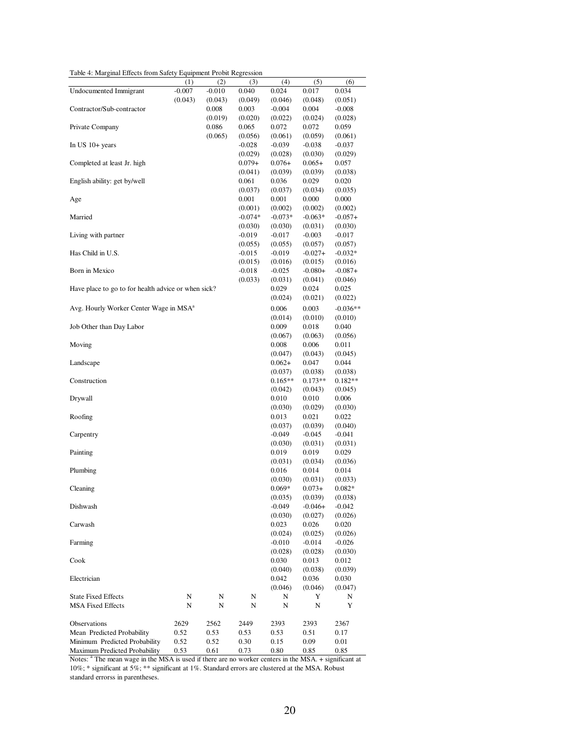Table 4: Marginal Effects from Safety Equipment Probit Regression

| | (1) | (2) | (3) | (4) | (5) | (6) |
|---|---|---|---|---|---|---|
| Undocumented Immigrant | -0.007 | -0.010 | 0.040 | 0.024 | 0.017 | 0.034 |
| | (0.043) | (0.043) | (0.049) | (0.046) | (0.048) | (0.051) |
| Contractor/Sub-contractor | | 0.008 | 0.003 | -0.004 | 0.004 | -0.008 |
| | | (0.019) | (0.020) | (0.022) | (0.024) | (0.028) |
| Private Company | | 0.086 | 0.065 | 0.072 | 0.072 | 0.059 |
| | | (0.065) | (0.056) | (0.061) | (0.059) | (0.061) |
| In US 10+ years | | | -0.028 | -0.039 | -0.038 | -0.037 |
| | | | (0.029) | (0.028) | (0.030) | (0.029) |
| Completed at least Jr. high | | | 0.079+ | 0.076+ | 0.065+ | 0.057 |
| | | | (0.041) | (0.039) | (0.039) | (0.038) |
| English ability: get by/well | | | 0.061 | 0.036 | 0.029 | 0.020 |
| | | | (0.037) | (0.037) | (0.034) | (0.035) |
| Age | | | 0.001 | 0.001 | 0.000 | 0.000 |
| | | | (0.001) | (0.002) | (0.002) | (0.002) |
| Married | | | -0.074* | -0.073* | -0.063* | -0.057+ |
| | | | (0.030) | (0.030) | (0.031) | (0.030) |
| Living with partner | | | -0.019 | -0.017 | -0.003 | -0.017 |
| | | | (0.055) | (0.055) | (0.057) | (0.057) |
| Has Child in U.S. | | | -0.015 | -0.019 | -0.027+ | -0.032* |
| | | | (0.015) | (0.016) | (0.015) | (0.016) |
| Born in Mexico | | | -0.018 | -0.025 | -0.080+ | -0.087+ |
| | | | (0.033) | (0.031) | (0.041) | (0.046) |
| Have place to go to for health advice or when sick? | | | | 0.029 | 0.024 | 0.025 |
| | | | | (0.024) | (0.021) | (0.022) |
| Avg. Hourly Worker Center Wage in MSA[a] | | | | 0.006 | 0.003 | -0.036** |
| | | | | (0.014) | (0.010) | (0.010) |
| Job Other than Day Labor | | | | 0.009 | 0.018 | 0.040 |
| | | | | (0.067) | (0.063) | (0.056) |
| Moving | | | | 0.008 | 0.006 | 0.011 |
| | | | | (0.047) | (0.043) | (0.045) |
| Landscape | | | | 0.062+ | 0.047 | 0.044 |
| | | | | (0.037) | (0.038) | (0.038) |
| Construction | | | | 0.165** | 0.173** | 0.182** |
| | | | | (0.042) | (0.043) | (0.045) |
| Drywall | | | | 0.010 | 0.010 | 0.006 |
| | | | | (0.030) | (0.029) | (0.030) |
| Roofing | | | | 0.013 | 0.021 | 0.022 |
| | | | | (0.037) | (0.039) | (0.040) |
| Carpentry | | | | -0.049 | -0.045 | -0.041 |
| | | | | (0.030) | (0.031) | (0.031) |
| Painting | | | | 0.019 | 0.019 | 0.029 |
| | | | | (0.031) | (0.034) | (0.036) |
| Plumbing | | | | 0.016 | 0.014 | 0.014 |
| | | | | (0.030) | (0.031) | (0.033) |
| Cleaning | | | | 0.069* | 0.073+ | 0.082* |
| | | | | (0.035) | (0.039) | (0.038) |
| Dishwash | | | | -0.049 | -0.046+ | -0.042 |
| | | | | (0.030) | (0.027) | (0.026) |
| Carwash | | | | 0.023 | 0.026 | 0.020 |
| | | | | (0.024) | (0.025) | (0.026) |
| Farming | | | | -0.010 | -0.014 | -0.026 |
| | | | | (0.028) | (0.028) | (0.030) |
| Cook | | | | 0.030 | 0.013 | 0.012 |
| | | | | (0.040) | (0.038) | (0.039) |
| Electrician | | | | 0.042 | 0.036 | 0.030 |
| | | | | (0.046) | (0.046) | (0.047) |
| State Fixed Effects | N | N | N | N | Y | N |
| MSA Fixed Effects | N | N | N | N | N | Y |
| Observations | 2629 | 2562 | 2449 | 2393 | 2393 | 2367 |
| Mean Predicted Probability | 0.52 | 0.53 | 0.53 | 0.53 | 0.51 | 0.17 |
| Minimum Predicted Probability | 0.52 | 0.52 | 0.30 | 0.15 | 0.09 | 0.01 |
| Maximum Predicted Probability | 0.53 | 0.61 | 0.73 | 0.80 | 0.85 | 0.85 |

Notes: [a] The mean wage in the MSA is used if there are no worker centers in the MSA. + significant at 10%; * significant at 5%; ** significant at 1%. Standard errors are clustered at the MSA. Robust standard errorss in parentheses.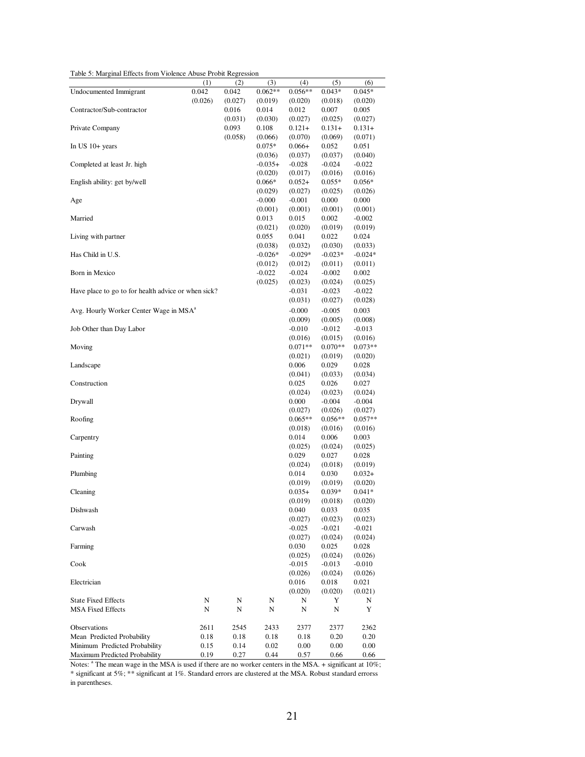Table 5: Marginal Effects from Violence Abuse Probit Regression

| | (1) | (2) | (3) | (4) | (5) | (6) |
|---|---|---|---|---|---|---|
| Undocumented Immigrant | 0.042 | 0.042 | 0.062** | 0.056** | 0.043* | 0.045* |
| | (0.026) | (0.027) | (0.019) | (0.020) | (0.018) | (0.020) |
| Contractor/Sub-contractor | | 0.016 | 0.014 | 0.012 | 0.007 | 0.005 |
| | | (0.031) | (0.030) | (0.027) | (0.025) | (0.027) |
| Private Company | | 0.093 | 0.108 | 0.121+ | 0.131+ | 0.131+ |
| | | (0.058) | (0.066) | (0.070) | (0.069) | (0.071) |
| In US 10+ years | | | 0.075* | 0.066+ | 0.052 | 0.051 |
| | | | (0.036) | (0.037) | (0.037) | (0.040) |
| Completed at least Jr. high | | | -0.035+ | -0.028 | -0.024 | -0.022 |
| | | | (0.020) | (0.017) | (0.016) | (0.016) |
| English ability: get by/well | | | 0.066* | 0.052+ | 0.055* | 0.056* |
| | | | (0.029) | (0.027) | (0.025) | (0.026) |
| Age | | | -0.000 | -0.001 | 0.000 | 0.000 |
| | | | (0.001) | (0.001) | (0.001) | (0.001) |
| Married | | | 0.013 | 0.015 | 0.002 | -0.002 |
| | | | (0.021) | (0.020) | (0.019) | (0.019) |
| Living with partner | | | 0.055 | 0.041 | 0.022 | 0.024 |
| | | | (0.038) | (0.032) | (0.030) | (0.033) |
| Has Child in U.S. | | | -0.026* | -0.029* | -0.023* | -0.024* |
| | | | (0.012) | (0.012) | (0.011) | (0.011) |
| Born in Mexico | | | -0.022 | -0.024 | -0.002 | 0.002 |
| | | | (0.025) | (0.023) | (0.024) | (0.025) |
| Have place to go to for health advice or when sick? | | | | -0.031 | -0.023 | -0.022 |
| | | | | (0.031) | (0.027) | (0.028) |
| Avg. Hourly Worker Center Wage in MSA[a] | | | | -0.000 | -0.005 | 0.003 |
| | | | | (0.009) | (0.005) | (0.008) |
| Job Other than Day Labor | | | | -0.010 | -0.012 | -0.013 |
| | | | | (0.016) | (0.015) | (0.016) |
| Moving | | | | 0.071** | 0.070** | 0.073** |
| | | | | (0.021) | (0.019) | (0.020) |
| Landscape | | | | 0.006 | 0.029 | 0.028 |
| | | | | (0.041) | (0.033) | (0.034) |
| Construction | | | | 0.025 | 0.026 | 0.027 |
| | | | | (0.024) | (0.023) | (0.024) |
| Drywall | | | | 0.000 | -0.004 | -0.004 |
| | | | | (0.027) | (0.026) | (0.027) |
| Roofing | | | | 0.065** | 0.056** | 0.057** |
| | | | | (0.018) | (0.016) | (0.016) |
| Carpentry | | | | 0.014 | 0.006 | 0.003 |
| | | | | (0.025) | (0.024) | (0.025) |
| Painting | | | | 0.029 | 0.027 | 0.028 |
| | | | | (0.024) | (0.018) | (0.019) |
| Plumbing | | | | 0.014 | 0.030 | 0.032+ |
| | | | | (0.019) | (0.019) | (0.020) |
| Cleaning | | | | 0.035+ | 0.039* | 0.041* |
| | | | | (0.019) | (0.018) | (0.020) |
| Dishwash | | | | 0.040 | 0.033 | 0.035 |
| | | | | (0.027) | (0.023) | (0.023) |
| Carwash | | | | -0.025 | -0.021 | -0.021 |
| | | | | (0.027) | (0.024) | (0.024) |
| Farming | | | | 0.030 | 0.025 | 0.028 |
| | | | | (0.025) | (0.024) | (0.026) |
| Cook | | | | -0.015 | -0.013 | -0.010 |
| | | | | (0.026) | (0.024) | (0.026) |
| Electrician | | | | 0.016 | 0.018 | 0.021 |
| | | | | (0.020) | (0.020) | (0.021) |
| State Fixed Effects | N | N | N | N | Y | N |
| MSA Fixed Effects | N | N | N | N | N | Y |
| Observations | 2611 | 2545 | 2433 | 2377 | 2377 | 2362 |
| Mean Predicted Probability | 0.18 | 0.18 | 0.18 | 0.18 | 0.20 | 0.20 |
| Minimum Predicted Probability | 0.15 | 0.14 | 0.02 | 0.00 | 0.00 | 0.00 |
| Maximum Predicted Probability | 0.19 | 0.27 | 0.44 | 0.57 | 0.66 | 0.66 |

Notes: [a] The mean wage in the MSA is used if there are no worker centers in the MSA. + significant at 10%; * significant at 5%; ** significant at 1%. Standard errors are clustered at the MSA. Robust standard errorss in parentheses.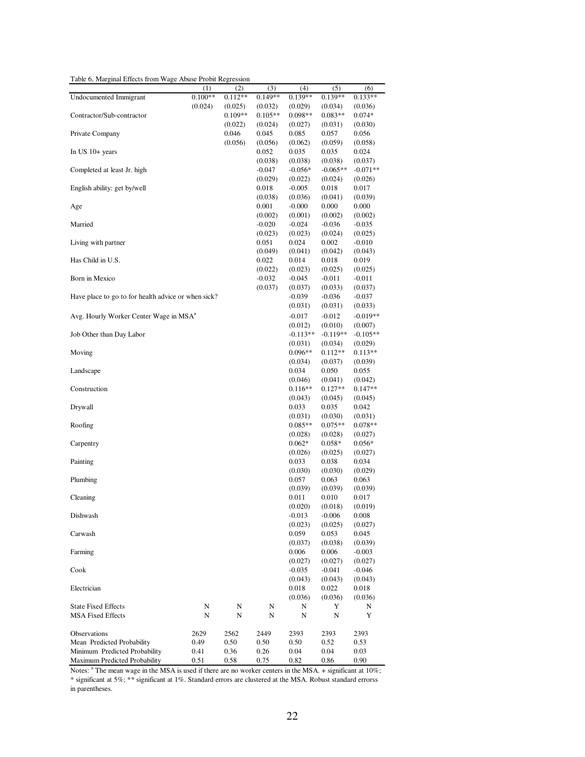Table 6, Marginal Effects from Wage Abuse Probit Regression

| | (1) | (2) | (3) | (4) | (5) | (6) |
|---|---|---|---|---|---|---|
| Undocumented Immigrant | 0.100** | 0.112** | 0.149** | 0.139** | 0.139** | 0.133** |
| | (0.024) | (0.025) | (0.032) | (0.029) | (0.034) | (0.036) |
| Contractor/Sub-contractor | | 0.109** | 0.105** | 0.098** | 0.083** | 0.074* |
| | | (0.022) | (0.024) | (0.027) | (0.031) | (0.030) |
| Private Company | | 0.046 | 0.045 | 0.085 | 0.057 | 0.056 |
| | | (0.056) | (0.056) | (0.062) | (0.059) | (0.058) |
| In US 10+ years | | | 0.052 | 0.035 | 0.035 | 0.024 |
| | | | (0.038) | (0.038) | (0.038) | (0.037) |
| Completed at least Jr. high | | | -0.047 | -0.056* | -0.065** | -0.071** |
| | | | (0.029) | (0.022) | (0.024) | (0.026) |
| English ability: get by/well | | | 0.018 | -0.005 | 0.018 | 0.017 |
| | | | (0.038) | (0.036) | (0.041) | (0.039) |
| Age | | | 0.001 | -0.000 | 0.000 | 0.000 |
| | | | (0.002) | (0.001) | (0.002) | (0.002) |
| Married | | | -0.020 | -0.024 | -0.036 | -0.035 |
| | | | (0.023) | (0.023) | (0.024) | (0.025) |
| Living with partner | | | 0.051 | 0.024 | 0.002 | -0.010 |
| | | | (0.049) | (0.041) | (0.042) | (0.043) |
| Has Child in U.S. | | | 0.022 | 0.014 | 0.018 | 0.019 |
| | | | (0.022) | (0.023) | (0.025) | (0.025) |
| Born in Mexico | | | -0.032 | -0.045 | -0.011 | -0.011 |
| | | | (0.037) | (0.037) | (0.033) | (0.037) |
| Have place to go to for health advice or when sick? | | | | -0.039 | -0.036 | -0.037 |
| | | | | (0.031) | (0.031) | (0.033) |
| Avg. Hourly Worker Center Wage in MSA[a] | | | | -0.017 | -0.012 | -0.019** |
| | | | | (0.012) | (0.010) | (0.007) |
| Job Other than Day Labor | | | | -0.113** | -0.119** | -0.105** |
| | | | | (0.031) | (0.034) | (0.029) |
| Moving | | | | 0.096** | 0.112** | 0.113** |
| | | | | (0.034) | (0.037) | (0.039) |
| Landscape | | | | 0.034 | 0.050 | 0.055 |
| | | | | (0.046) | (0.041) | (0.042) |
| Construction | | | | 0.116** | 0.127** | 0.147** |
| | | | | (0.043) | (0.045) | (0.045) |
| Drywall | | | | 0.033 | 0.035 | 0.042 |
| | | | | (0.031) | (0.030) | (0.031) |
| Roofing | | | | 0.085** | 0.075** | 0.078** |
| | | | | (0.028) | (0.028) | (0.027) |
| Carpentry | | | | 0.062* | 0.058* | 0.056* |
| | | | | (0.026) | (0.025) | (0.027) |
| Painting | | | | 0.033 | 0.038 | 0.034 |
| | | | | (0.030) | (0.030) | (0.029) |
| Plumbing | | | | 0.057 | 0.063 | 0.063 |
| | | | | (0.039) | (0.039) | (0.039) |
| Cleaning | | | | 0.011 | 0.010 | 0.017 |
| | | | | (0.020) | (0.018) | (0.019) |
| Dishwash | | | | -0.013 | -0.006 | 0.008 |
| | | | | (0.023) | (0.025) | (0.027) |
| Carwash | | | | 0.059 | 0.053 | 0.045 |
| | | | | (0.037) | (0.038) | (0.039) |
| Farming | | | | 0.006 | 0.006 | -0.003 |
| | | | | (0.027) | (0.027) | (0.027) |
| Cook | | | | -0.035 | -0.041 | -0.046 |
| | | | | (0.043) | (0.043) | (0.043) |
| Electrician | | | | 0.018 | 0.022 | 0.018 |
| | | | | (0.036) | (0.036) | (0.036) |
| State Fixed Effects | N | N | N | N | Y | N |
| MSA Fixed Effects | N | N | N | N | N | Y |
| Observations | 2629 | 2562 | 2449 | 2393 | 2393 | 2393 |
| Mean Predicted Probability | 0.49 | 0.50 | 0.50 | 0.50 | 0.52 | 0.53 |
| Minimum Predicted Probability | 0.41 | 0.36 | 0.26 | 0.04 | 0.04 | 0.03 |
| Maximum Predicted Probability | 0.51 | 0.58 | 0.75 | 0.82 | 0.86 | 0.90 |

Notes: [a] The mean wage in the MSA is used if there are no worker centers in the MSA. + significant at 10%; * significant at 5%; ** significant at 1%. Standard errors are clustered at the MSA. Robust standard errorss in parentheses.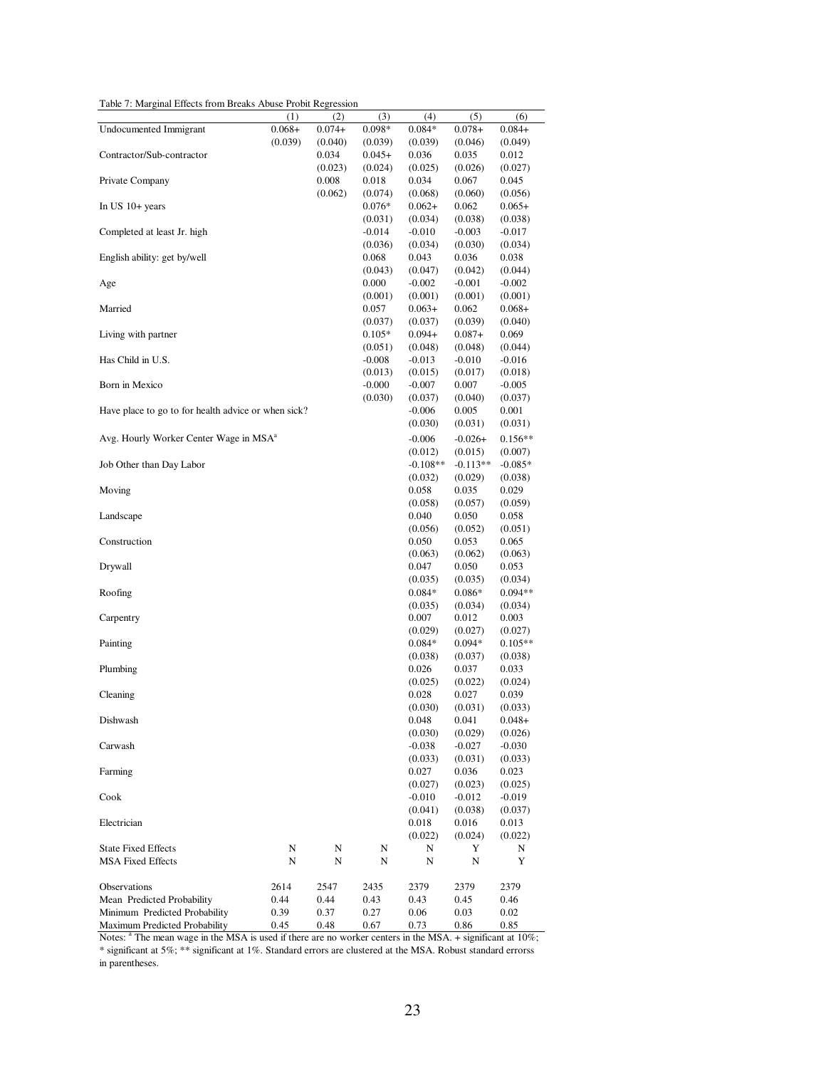Table 7: Marginal Effects from Breaks Abuse Probit Regression

| | (1) | (2) | (3) | (4) | (5) | (6) |
|---|---|---|---|---|---|---|
| Undocumented Immigrant | 0.068+ | 0.074+ | 0.098* | 0.084* | 0.078+ | 0.084+ |
| | (0.039) | (0.040) | (0.039) | (0.039) | (0.046) | (0.049) |
| Contractor/Sub-contractor | | 0.034 | 0.045+ | 0.036 | 0.035 | 0.012 |
| | | (0.023) | (0.024) | (0.025) | (0.026) | (0.027) |
| Private Company | | 0.008 | 0.018 | 0.034 | 0.067 | 0.045 |
| | | (0.062) | (0.074) | (0.068) | (0.060) | (0.056) |
| In US 10+ years | | | 0.076* | 0.062+ | 0.062 | 0.065+ |
| | | | (0.031) | (0.034) | (0.038) | (0.038) |
| Completed at least Jr. high | | | -0.014 | -0.010 | -0.003 | -0.017 |
| | | | (0.036) | (0.034) | (0.030) | (0.034) |
| English ability: get by/well | | | 0.068 | 0.043 | 0.036 | 0.038 |
| | | | (0.043) | (0.047) | (0.042) | (0.044) |
| Age | | | 0.000 | -0.002 | -0.001 | -0.002 |
| | | | (0.001) | (0.001) | (0.001) | (0.001) |
| Married | | | 0.057 | 0.063+ | 0.062 | 0.068+ |
| | | | (0.037) | (0.037) | (0.039) | (0.040) |
| Living with partner | | | 0.105* | 0.094+ | 0.087+ | 0.069 |
| | | | (0.051) | (0.048) | (0.048) | (0.044) |
| Has Child in U.S. | | | -0.008 | -0.013 | -0.010 | -0.016 |
| | | | (0.013) | (0.015) | (0.017) | (0.018) |
| Born in Mexico | | | -0.000 | -0.007 | 0.007 | -0.005 |
| | | | (0.030) | (0.037) | (0.040) | (0.037) |
| Have place to go to for health advice or when sick? | | | | -0.006 | 0.005 | 0.001 |
| | | | | (0.030) | (0.031) | (0.031) |
| Avg. Hourly Worker Center Wage in MSA[a] | | | | -0.006 | -0.026+ | 0.156** |
| | | | | (0.012) | (0.015) | (0.007) |
| Job Other than Day Labor | | | | -0.108** | -0.113** | -0.085* |
| | | | | (0.032) | (0.029) | (0.038) |
| Moving | | | | 0.058 | 0.035 | 0.029 |
| | | | | (0.058) | (0.057) | (0.059) |
| Landscape | | | | 0.040 | 0.050 | 0.058 |
| | | | | (0.056) | (0.052) | (0.051) |
| Construction | | | | 0.050 | 0.053 | 0.065 |
| | | | | (0.063) | (0.062) | (0.063) |
| Drywall | | | | 0.047 | 0.050 | 0.053 |
| | | | | (0.035) | (0.035) | (0.034) |
| Roofing | | | | 0.084* | 0.086* | 0.094** |
| | | | | (0.035) | (0.034) | (0.034) |
| Carpentry | | | | 0.007 | 0.012 | 0.003 |
| | | | | (0.029) | (0.027) | (0.027) |
| Painting | | | | 0.084* | 0.094* | 0.105** |
| | | | | (0.038) | (0.037) | (0.038) |
| Plumbing | | | | 0.026 | 0.037 | 0.033 |
| | | | | (0.025) | (0.022) | (0.024) |
| Cleaning | | | | 0.028 | 0.027 | 0.039 |
| | | | | (0.030) | (0.031) | (0.033) |
| Dishwash | | | | 0.048 | 0.041 | 0.048+ |
| | | | | (0.030) | (0.029) | (0.026) |
| Carwash | | | | -0.038 | -0.027 | -0.030 |
| | | | | (0.033) | (0.031) | (0.033) |
| Farming | | | | 0.027 | 0.036 | 0.023 |
| | | | | (0.027) | (0.023) | (0.025) |
| Cook | | | | -0.010 | -0.012 | -0.019 |
| | | | | (0.041) | (0.038) | (0.037) |
| Electrician | | | | 0.018 | 0.016 | 0.013 |
| | | | | (0.022) | (0.024) | (0.022) |
| State Fixed Effects | N | N | N | N | Y | N |
| MSA Fixed Effects | N | N | N | N | N | Y |
| Observations | 2614 | 2547 | 2435 | 2379 | 2379 | 2379 |
| Mean Predicted Probability | 0.44 | 0.44 | 0.43 | 0.43 | 0.45 | 0.46 |
| Minimum Predicted Probability | 0.39 | 0.37 | 0.27 | 0.06 | 0.03 | 0.02 |
| Maximum Predicted Probability | 0.45 | 0.48 | 0.67 | 0.73 | 0.86 | 0.85 |

Notes: [a] The mean wage in the MSA is used if there are no worker centers in the MSA. + significant at 10%; * significant at 5%; ** significant at 1%. Standard errors are clustered at the MSA. Robust standard errorss in parentheses.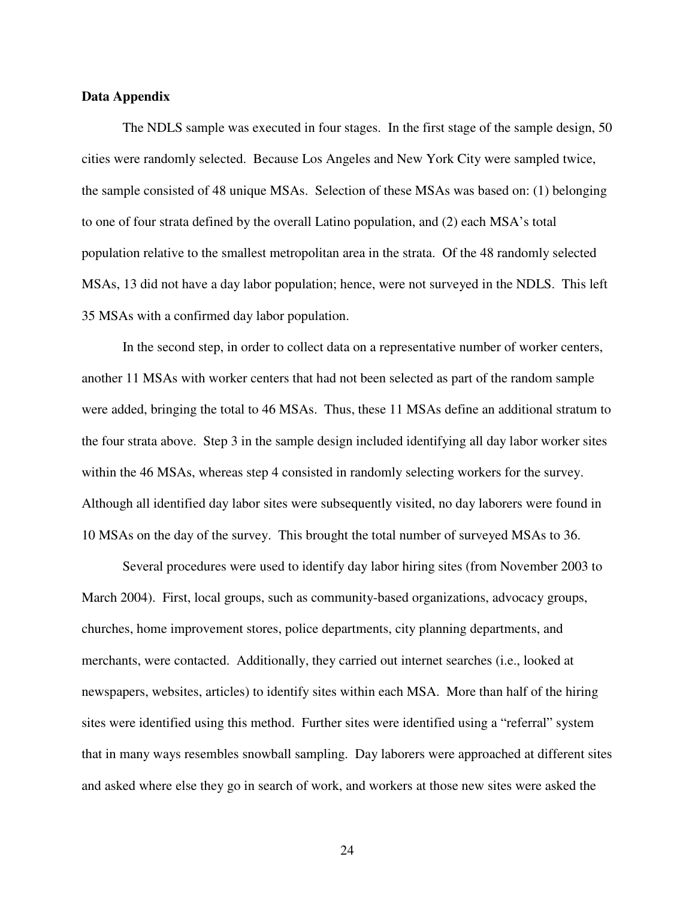**Data Appendix**

The NDLS sample was executed in four stages. In the first stage of the sample design, 50 cities were randomly selected. Because Los Angeles and New York City were sampled twice, the sample consisted of 48 unique MSAs. Selection of these MSAs was based on: (1) belonging to one of four strata defined by the overall Latino population, and (2) each MSA's total population relative to the smallest metropolitan area in the strata. Of the 48 randomly selected MSAs, 13 did not have a day labor population; hence, were not surveyed in the NDLS. This left 35 MSAs with a confirmed day labor population.

In the second step, in order to collect data on a representative number of worker centers, another 11 MSAs with worker centers that had not been selected as part of the random sample were added, bringing the total to 46 MSAs. Thus, these 11 MSAs define an additional stratum to the four strata above. Step 3 in the sample design included identifying all day labor worker sites within the 46 MSAs, whereas step 4 consisted in randomly selecting workers for the survey. Although all identified day labor sites were subsequently visited, no day laborers were found in 10 MSAs on the day of the survey. This brought the total number of surveyed MSAs to 36.

Several procedures were used to identify day labor hiring sites (from November 2003 to March 2004). First, local groups, such as community-based organizations, advocacy groups, churches, home improvement stores, police departments, city planning departments, and merchants, were contacted. Additionally, they carried out internet searches (i.e., looked at newspapers, websites, articles) to identify sites within each MSA. More than half of the hiring sites were identified using this method. Further sites were identified using a "referral" system that in many ways resembles snowball sampling. Day laborers were approached at different sites and asked where else they go in search of work, and workers at those new sites were asked the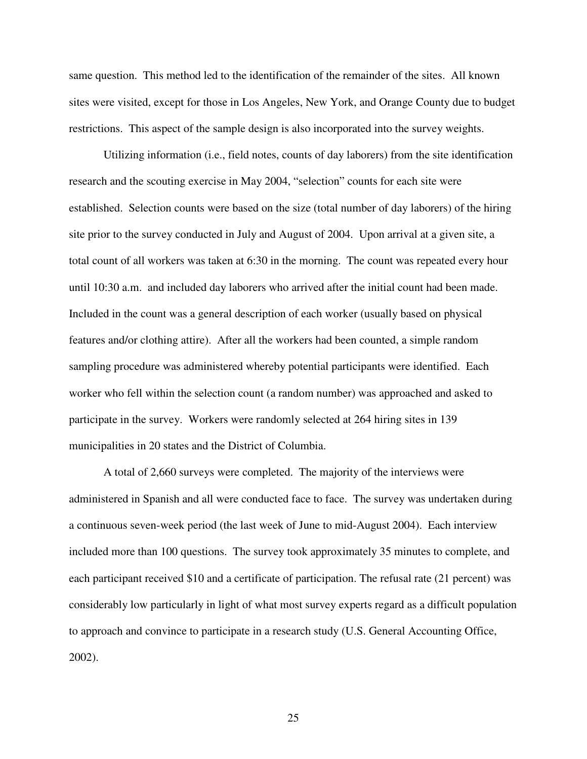same question. This method led to the identification of the remainder of the sites. All known sites were visited, except for those in Los Angeles, New York, and Orange County due to budget restrictions. This aspect of the sample design is also incorporated into the survey weights.

Utilizing information (i.e., field notes, counts of day laborers) from the site identification research and the scouting exercise in May 2004, "selection" counts for each site were established. Selection counts were based on the size (total number of day laborers) of the hiring site prior to the survey conducted in July and August of 2004. Upon arrival at a given site, a total count of all workers was taken at 6:30 in the morning. The count was repeated every hour until 10:30 a.m. and included day laborers who arrived after the initial count had been made. Included in the count was a general description of each worker (usually based on physical features and/or clothing attire). After all the workers had been counted, a simple random sampling procedure was administered whereby potential participants were identified. Each worker who fell within the selection count (a random number) was approached and asked to participate in the survey. Workers were randomly selected at 264 hiring sites in 139 municipalities in 20 states and the District of Columbia.

A total of 2,660 surveys were completed. The majority of the interviews were administered in Spanish and all were conducted face to face. The survey was undertaken during a continuous seven-week period (the last week of June to mid-August 2004). Each interview included more than 100 questions. The survey took approximately 35 minutes to complete, and each participant received $10 and a certificate of participation. The refusal rate (21 percent) was considerably low particularly in light of what most survey experts regard as a difficult population to approach and convince to participate in a research study (U.S. General Accounting Office, 2002).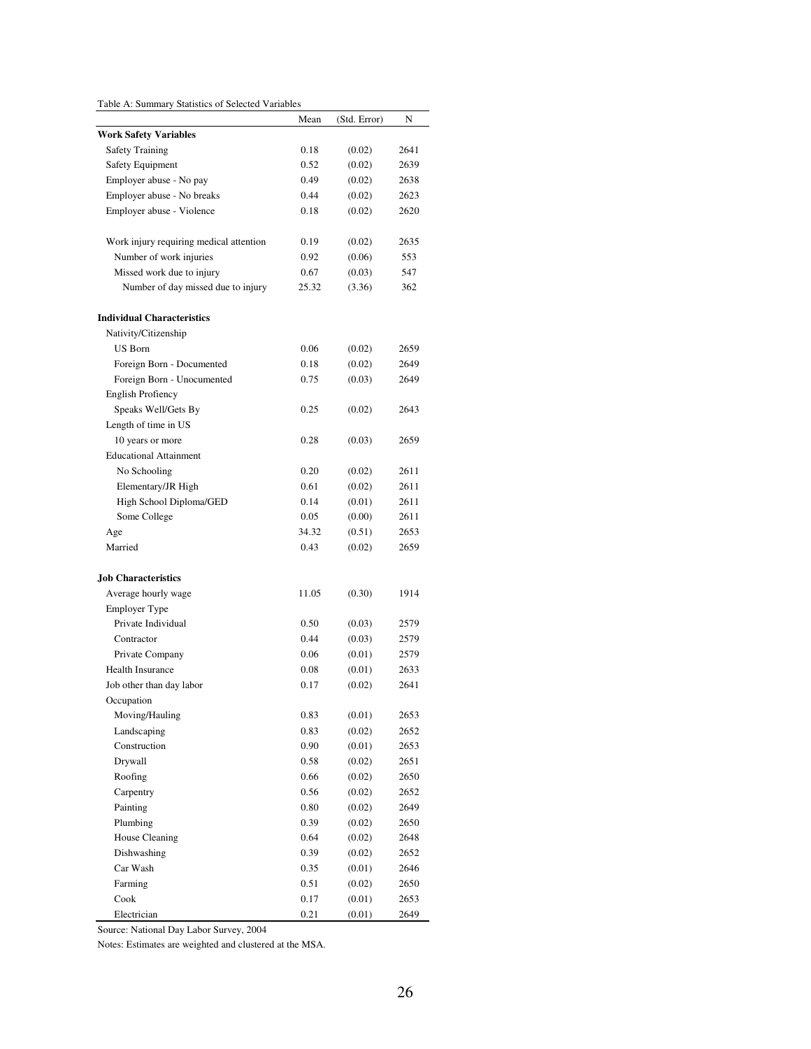Table A: Summary Statistics of Selected Variables

| | Mean | (Std. Error) | N |
|---|---|---|---|
| **Work Safety Variables** | | | |
| Safety Training | 0.18 | (0.02) | 2641 |
| Safety Equipment | 0.52 | (0.02) | 2639 |
| Employer abuse - No pay | 0.49 | (0.02) | 2638 |
| Employer abuse - No breaks | 0.44 | (0.02) | 2623 |
| Employer abuse - Violence | 0.18 | (0.02) | 2620 |
| | | | |
| Work injury requiring medical attention | 0.19 | (0.02) | 2635 |
| Number of work injuries | 0.92 | (0.06) | 553 |
| Missed work due to injury | 0.67 | (0.03) | 547 |
| Number of day missed due to injury | 25.32 | (3.36) | 362 |
| | | | |
| **Individual Characteristics** | | | |
| Nativity/Citizenship | | | |
| US Born | 0.06 | (0.02) | 2659 |
| Foreign Born - Documented | 0.18 | (0.02) | 2649 |
| Foreign Born - Unocumented | 0.75 | (0.03) | 2649 |
| English Profiency | | | |
| Speaks Well/Gets By | 0.25 | (0.02) | 2643 |
| Length of time in US | | | |
| 10 years or more | 0.28 | (0.03) | 2659 |
| Educational Attainment | | | |
| No Schooling | 0.20 | (0.02) | 2611 |
| Elementary/JR High | 0.61 | (0.02) | 2611 |
| High School Diploma/GED | 0.14 | (0.01) | 2611 |
| Some College | 0.05 | (0.00) | 2611 |
| Age | 34.32 | (0.51) | 2653 |
| Married | 0.43 | (0.02) | 2659 |
| | | | |
| **Job Characteristics** | | | |
| Average hourly wage | 11.05 | (0.30) | 1914 |
| Employer Type | | | |
| Private Individual | 0.50 | (0.03) | 2579 |
| Contractor | 0.44 | (0.03) | 2579 |
| Private Company | 0.06 | (0.01) | 2579 |
| Health Insurance | 0.08 | (0.01) | 2633 |
| Job other than day labor | 0.17 | (0.02) | 2641 |
| Occupation | | | |
| Moving/Hauling | 0.83 | (0.01) | 2653 |
| Landscaping | 0.83 | (0.02) | 2652 |
| Construction | 0.90 | (0.01) | 2653 |
| Drywall | 0.58 | (0.02) | 2651 |
| Roofing | 0.66 | (0.02) | 2650 |
| Carpentry | 0.56 | (0.02) | 2652 |
| Painting | 0.80 | (0.02) | 2649 |
| Plumbing | 0.39 | (0.02) | 2650 |
| House Cleaning | 0.64 | (0.02) | 2648 |
| Dishwashing | 0.39 | (0.02) | 2652 |
| Car Wash | 0.35 | (0.01) | 2646 |
| Farming | 0.51 | (0.02) | 2650 |
| Cook | 0.17 | (0.01) | 2653 |
| Electrician | 0.21 | (0.01) | 2649 |

Source: National Day Labor Survey, 2004

Notes: Estimates are weighted and clustered at the MSA.